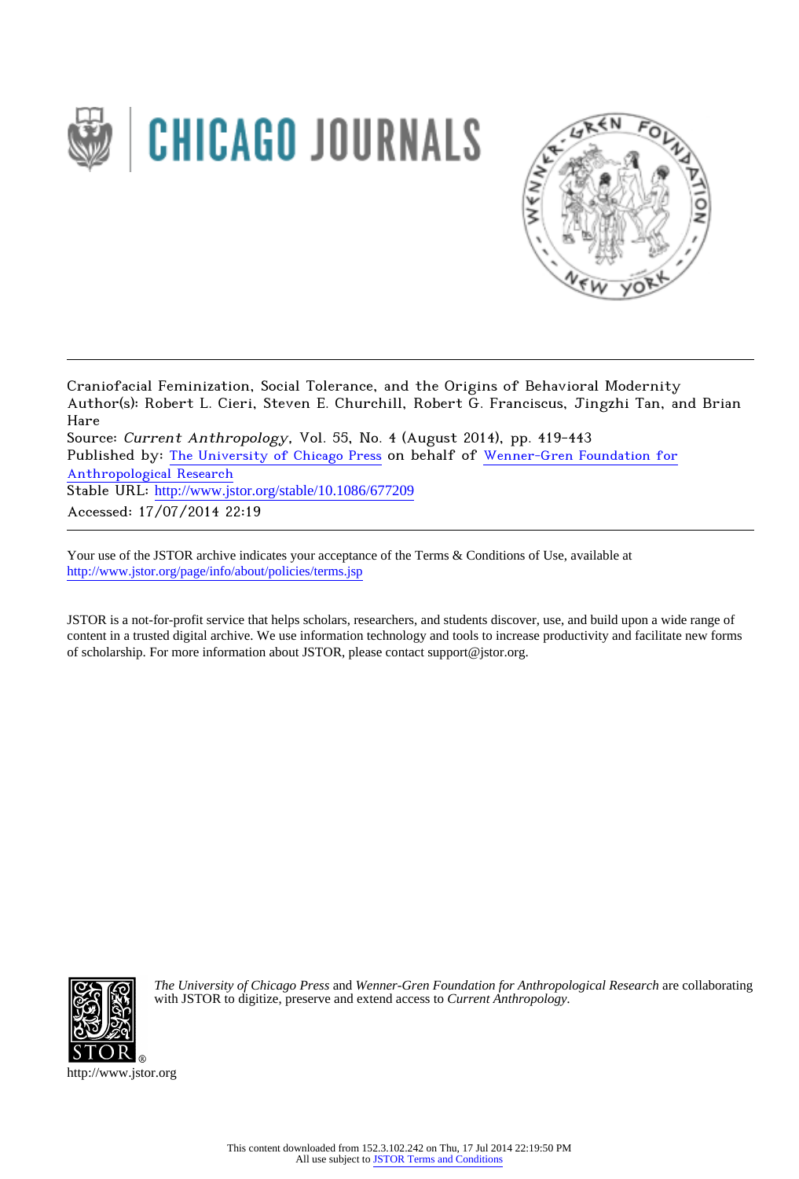Craniofacial Feminization, Social Tolerance, and the Origins of Behavioral Modernity
Author(s): Robert L. Cieri, Steven E. Churchill, Robert G. Franciscus, Jingzhi Tan, and Brian Hare
Source: *Current Anthropology*, Vol. 55, No. 4 (August 2014), pp. 419-443
Published by: The University of Chicago Press on behalf of Wenner-Gren Foundation for Anthropological Research
Stable URL: http://www.jstor.org/stable/10.1086/677209
Accessed: 17/07/2014 22:19

---

Your use of the JSTOR archive indicates your acceptance of the Terms & Conditions of Use, available at
http://www.jstor.org/page/info/about/policies/terms.jsp

JSTOR is a not-for-profit service that helps scholars, researchers, and students discover, use, and build upon a wide range of content in a trusted digital archive. We use information technology and tools to increase productivity and facilitate new forms of scholarship. For more information about JSTOR, please contact support@jstor.org.

*The University of Chicago Press* and *Wenner-Gren Foundation for Anthropological Research* are collaborating with JSTOR to digitize, preserve and extend access to *Current Anthropology*.

http://www.jstor.org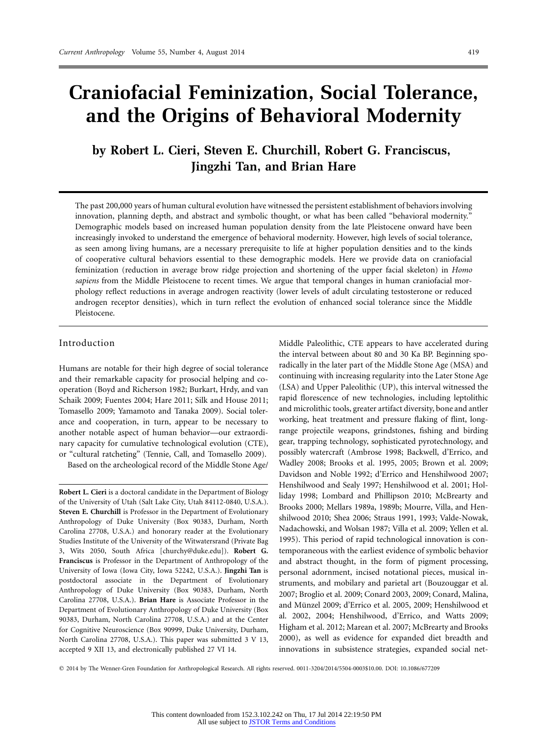# Craniofacial Feminization, Social Tolerance, and the Origins of Behavioral Modernity

**by Robert L. Cieri, Steven E. Churchill, Robert G. Franciscus, Jingzhi Tan, and Brian Hare**

The past 200,000 years of human cultural evolution have witnessed the persistent establishment of behaviors involving innovation, planning depth, and abstract and symbolic thought, or what has been called "behavioral modernity." Demographic models based on increased human population density from the late Pleistocene onward have been increasingly invoked to understand the emergence of behavioral modernity. However, high levels of social tolerance, as seen among living humans, are a necessary prerequisite to life at higher population densities and to the kinds of cooperative cultural behaviors essential to these demographic models. Here we provide data on craniofacial feminization (reduction in average brow ridge projection and shortening of the upper facial skeleton) in *Homo sapiens* from the Middle Pleistocene to recent times. We argue that temporal changes in human craniofacial morphology reflect reductions in average androgen reactivity (lower levels of adult circulating testosterone or reduced androgen receptor densities), which in turn reflect the evolution of enhanced social tolerance since the Middle Pleistocene.

## Introduction

Humans are notable for their high degree of social tolerance and their remarkable capacity for prosocial helping and cooperation (Boyd and Richerson 1982; Burkart, Hrdy, and van Schaik 2009; Fuentes 2004; Hare 2011; Silk and House 2011; Tomasello 2009; Yamamoto and Tanaka 2009). Social tolerance and cooperation, in turn, appear to be necessary to another notable aspect of human behavior—our extraordinary capacity for cumulative technological evolution (CTE), or "cultural ratcheting" (Tennie, Call, and Tomasello 2009).

Based on the archeological record of the Middle Stone Age/Middle Paleolithic, CTE appears to have accelerated during the interval between about 80 and 30 Ka BP. Beginning sporadically in the later part of the Middle Stone Age (MSA) and continuing with increasing regularity into the Later Stone Age (LSA) and Upper Paleolithic (UP), this interval witnessed the rapid florescence of new technologies, including leptolithic and microlithic tools, greater artifact diversity, bone and antler working, heat treatment and pressure flaking of flint, long-range projectile weapons, grindstones, fishing and birding gear, trapping technology, sophisticated pyrotechnology, and possibly watercraft (Ambrose 1998; Backwell, d'Errico, and Wadley 2008; Brooks et al. 1995, 2005; Brown et al. 2009; Davidson and Noble 1992; d'Errico and Henshilwood 2007; Henshilwood and Sealy 1997; Henshilwood et al. 2001; Holliday 1998; Lombard and Phillipson 2010; McBrearty and Brooks 2000; Mellars 1989a, 1989b; Mourre, Villa, and Henshilwood 2010; Shea 2006; Straus 1991, 1993; Valde-Nowak, Nadachowski, and Wolsan 1987; Villa et al. 2009; Yellen et al. 1995). This period of rapid technological innovation is contemporaneous with the earliest evidence of symbolic behavior and abstract thought, in the form of pigment processing, personal adornment, incised notational pieces, musical instruments, and mobilary and parietal art (Bouzouggar et al. 2007; Broglio et al. 2009; Conard 2003, 2009; Conard, Malina, and Münzel 2009; d'Errico et al. 2005, 2009; Henshilwood et al. 2002, 2004; Henshilwood, d'Errico, and Watts 2009; Higham et al. 2012; Marean et al. 2007; McBrearty and Brooks 2000), as well as evidence for expanded diet breadth and innovations in subsistence strategies, expanded social net-

**Robert L. Cieri** is a doctoral candidate in the Department of Biology of the University of Utah (Salt Lake City, Utah 84112-0840, U.S.A.). **Steven E. Churchill** is Professor in the Department of Evolutionary Anthropology of Duke University (Box 90383, Durham, North Carolina 27708, U.S.A.) and honorary reader at the Evolutionary Studies Institute of the University of the Witwatersrand (Private Bag 3, Wits 2050, South Africa [churchy@duke.edu]). **Robert G. Franciscus** is Professor in the Department of Anthropology of the University of Iowa (Iowa City, Iowa 52242, U.S.A.). **Jingzhi Tan** is postdoctoral associate in the Department of Evolutionary Anthropology of Duke University (Box 90383, Durham, North Carolina 27708, U.S.A.). **Brian Hare** is Associate Professor in the Department of Evolutionary Anthropology of Duke University (Box 90383, Durham, North Carolina 27708, U.S.A.) and at the Center for Cognitive Neuroscience (Box 90999, Duke University, Durham, North Carolina 27708, U.S.A.). This paper was submitted 3 V 13, accepted 9 XII 13, and electronically published 27 VI 14.

© 2014 by The Wenner-Gren Foundation for Anthropological Research. All rights reserved. 0011-3204/2014/5504-0003$10.00. DOI: 10.1086/677209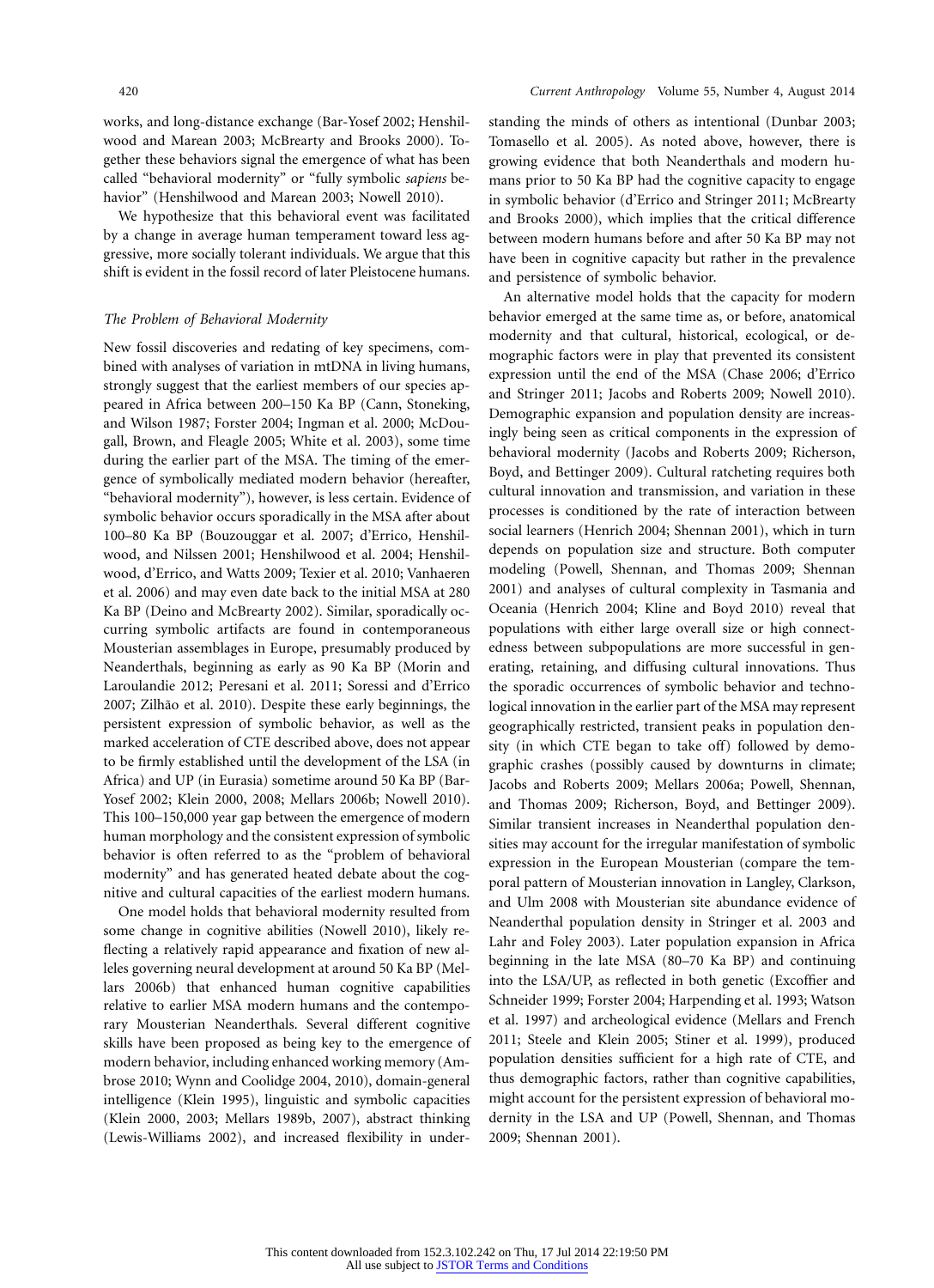works, and long-distance exchange (Bar-Yosef 2002; Henshilwood and Marean 2003; McBrearty and Brooks 2000). Together these behaviors signal the emergence of what has been called "behavioral modernity" or "fully symbolic *sapiens* behavior" (Henshilwood and Marean 2003; Nowell 2010).

We hypothesize that this behavioral event was facilitated by a change in average human temperament toward less aggressive, more socially tolerant individuals. We argue that this shift is evident in the fossil record of later Pleistocene humans.

### *The Problem of Behavioral Modernity*

New fossil discoveries and redating of key specimens, combined with analyses of variation in mtDNA in living humans, strongly suggest that the earliest members of our species appeared in Africa between 200–150 Ka BP (Cann, Stoneking, and Wilson 1987; Forster 2004; Ingman et al. 2000; McDougall, Brown, and Fleagle 2005; White et al. 2003), some time during the earlier part of the MSA. The timing of the emergence of symbolically mediated modern behavior (hereafter, "behavioral modernity"), however, is less certain. Evidence of symbolic behavior occurs sporadically in the MSA after about 100–80 Ka BP (Bouzouggar et al. 2007; d'Errico, Henshilwood, and Nilssen 2001; Henshilwood et al. 2004; Henshilwood, d'Errico, and Watts 2009; Texier et al. 2010; Vanhaeren et al. 2006) and may even date back to the initial MSA at 280 Ka BP (Deino and McBrearty 2002). Similar, sporadically occurring symbolic artifacts are found in contemporaneous Mousterian assemblages in Europe, presumably produced by Neanderthals, beginning as early as 90 Ka BP (Morin and Laroulandie 2012; Peresani et al. 2011; Soressi and d'Errico 2007; Zilhão et al. 2010). Despite these early beginnings, the persistent expression of symbolic behavior, as well as the marked acceleration of CTE described above, does not appear to be firmly established until the development of the LSA (in Africa) and UP (in Eurasia) sometime around 50 Ka BP (Bar-Yosef 2002; Klein 2000, 2008; Mellars 2006b; Nowell 2010). This 100–150,000 year gap between the emergence of modern human morphology and the consistent expression of symbolic behavior is often referred to as the "problem of behavioral modernity" and has generated heated debate about the cognitive and cultural capacities of the earliest modern humans.

One model holds that behavioral modernity resulted from some change in cognitive abilities (Nowell 2010), likely reflecting a relatively rapid appearance and fixation of new alleles governing neural development at around 50 Ka BP (Mellars 2006b) that enhanced human cognitive capabilities relative to earlier MSA modern humans and the contemporary Mousterian Neanderthals. Several different cognitive skills have been proposed as being key to the emergence of modern behavior, including enhanced working memory (Ambrose 2010; Wynn and Coolidge 2004, 2010), domain-general intelligence (Klein 1995), linguistic and symbolic capacities (Klein 2000, 2003; Mellars 1989b, 2007), abstract thinking (Lewis-Williams 2002), and increased flexibility in understanding the minds of others as intentional (Dunbar 2003; Tomasello et al. 2005). As noted above, however, there is growing evidence that both Neanderthals and modern humans prior to 50 Ka BP had the cognitive capacity to engage in symbolic behavior (d'Errico and Stringer 2011; McBrearty and Brooks 2000), which implies that the critical difference between modern humans before and after 50 Ka BP may not have been in cognitive capacity but rather in the prevalence and persistence of symbolic behavior.

An alternative model holds that the capacity for modern behavior emerged at the same time as, or before, anatomical modernity and that cultural, historical, ecological, or demographic factors were in play that prevented its consistent expression until the end of the MSA (Chase 2006; d'Errico and Stringer 2011; Jacobs and Roberts 2009; Nowell 2010). Demographic expansion and population density are increasingly being seen as critical components in the expression of behavioral modernity (Jacobs and Roberts 2009; Richerson, Boyd, and Bettinger 2009). Cultural ratcheting requires both cultural innovation and transmission, and variation in these processes is conditioned by the rate of interaction between social learners (Henrich 2004; Shennan 2001), which in turn depends on population size and structure. Both computer modeling (Powell, Shennan, and Thomas 2009; Shennan 2001) and analyses of cultural complexity in Tasmania and Oceania (Henrich 2004; Kline and Boyd 2010) reveal that populations with either large overall size or high connectedness between subpopulations are more successful in generating, retaining, and diffusing cultural innovations. Thus the sporadic occurrences of symbolic behavior and technological innovation in the earlier part of the MSA may represent geographically restricted, transient peaks in population density (in which CTE began to take off) followed by demographic crashes (possibly caused by downturns in climate; Jacobs and Roberts 2009; Mellars 2006a; Powell, Shennan, and Thomas 2009; Richerson, Boyd, and Bettinger 2009). Similar transient increases in Neanderthal population densities may account for the irregular manifestation of symbolic expression in the European Mousterian (compare the temporal pattern of Mousterian innovation in Langley, Clarkson, and Ulm 2008 with Mousterian site abundance evidence of Neanderthal population density in Stringer et al. 2003 and Lahr and Foley 2003). Later population expansion in Africa beginning in the late MSA (80–70 Ka BP) and continuing into the LSA/UP, as reflected in both genetic (Excoffier and Schneider 1999; Forster 2004; Harpending et al. 1993; Watson et al. 1997) and archeological evidence (Mellars and French 2011; Steele and Klein 2005; Stiner et al. 1999), produced population densities sufficient for a high rate of CTE, and thus demographic factors, rather than cognitive capabilities, might account for the persistent expression of behavioral modernity in the LSA and UP (Powell, Shennan, and Thomas 2009; Shennan 2001).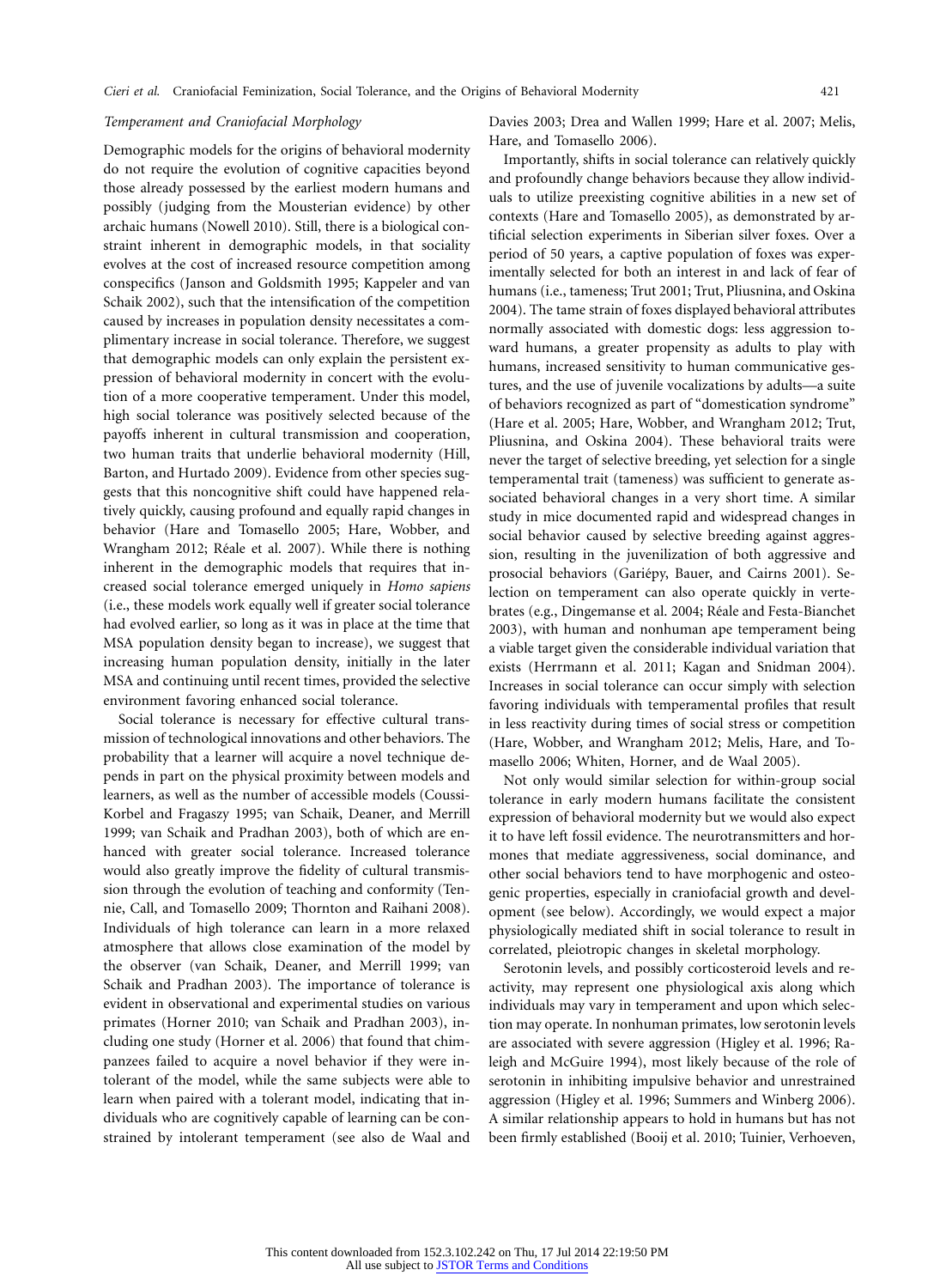### *Temperament and Craniofacial Morphology*

Demographic models for the origins of behavioral modernity do not require the evolution of cognitive capacities beyond those already possessed by the earliest modern humans and possibly (judging from the Mousterian evidence) by other archaic humans (Nowell 2010). Still, there is a biological constraint inherent in demographic models, in that sociality evolves at the cost of increased resource competition among conspecifics (Janson and Goldsmith 1995; Kappeler and van Schaik 2002), such that the intensification of the competition caused by increases in population density necessitates a complimentary increase in social tolerance. Therefore, we suggest that demographic models can only explain the persistent expression of behavioral modernity in concert with the evolution of a more cooperative temperament. Under this model, high social tolerance was positively selected because of the payoffs inherent in cultural transmission and cooperation, two human traits that underlie behavioral modernity (Hill, Barton, and Hurtado 2009). Evidence from other species suggests that this noncognitive shift could have happened relatively quickly, causing profound and equally rapid changes in behavior (Hare and Tomasello 2005; Hare, Wobber, and Wrangham 2012; Réale et al. 2007). While there is nothing inherent in the demographic models that requires that increased social tolerance emerged uniquely in *Homo sapiens* (i.e., these models work equally well if greater social tolerance had evolved earlier, so long as it was in place at the time that MSA population density began to increase), we suggest that increasing human population density, initially in the later MSA and continuing until recent times, provided the selective environment favoring enhanced social tolerance.

Social tolerance is necessary for effective cultural transmission of technological innovations and other behaviors. The probability that a learner will acquire a novel technique depends in part on the physical proximity between models and learners, as well as the number of accessible models (Coussi-Korbel and Fragaszy 1995; van Schaik, Deaner, and Merrill 1999; van Schaik and Pradhan 2003), both of which are enhanced with greater social tolerance. Increased tolerance would also greatly improve the fidelity of cultural transmission through the evolution of teaching and conformity (Tennie, Call, and Tomasello 2009; Thornton and Raihani 2008). Individuals of high tolerance can learn in a more relaxed atmosphere that allows close examination of the model by the observer (van Schaik, Deaner, and Merrill 1999; van Schaik and Pradhan 2003). The importance of tolerance is evident in observational and experimental studies on various primates (Horner 2010; van Schaik and Pradhan 2003), including one study (Horner et al. 2006) that found that chimpanzees failed to acquire a novel behavior if they were intolerant of the model, while the same subjects were able to learn when paired with a tolerant model, indicating that individuals who are cognitively capable of learning can be constrained by intolerant temperament (see also de Waal and Davies 2003; Drea and Wallen 1999; Hare et al. 2007; Melis, Hare, and Tomasello 2006).

Importantly, shifts in social tolerance can relatively quickly and profoundly change behaviors because they allow individuals to utilize preexisting cognitive abilities in a new set of contexts (Hare and Tomasello 2005), as demonstrated by artificial selection experiments in Siberian silver foxes. Over a period of 50 years, a captive population of foxes was experimentally selected for both an interest in and lack of fear of humans (i.e., tameness; Trut 2001; Trut, Pliusnina, and Oskina 2004). The tame strain of foxes displayed behavioral attributes normally associated with domestic dogs: less aggression toward humans, a greater propensity as adults to play with humans, increased sensitivity to human communicative gestures, and the use of juvenile vocalizations by adults—a suite of behaviors recognized as part of "domestication syndrome" (Hare et al. 2005; Hare, Wobber, and Wrangham 2012; Trut, Pliusnina, and Oskina 2004). These behavioral traits were never the target of selective breeding, yet selection for a single temperamental trait (tameness) was sufficient to generate associated behavioral changes in a very short time. A similar study in mice documented rapid and widespread changes in social behavior caused by selective breeding against aggression, resulting in the juvenilization of both aggressive and prosocial behaviors (Gariépy, Bauer, and Cairns 2001). Selection on temperament can also operate quickly in vertebrates (e.g., Dingemanse et al. 2004; Réale and Festa-Bianchet 2003), with human and nonhuman ape temperament being a viable target given the considerable individual variation that exists (Herrmann et al. 2011; Kagan and Snidman 2004). Increases in social tolerance can occur simply with selection favoring individuals with temperamental profiles that result in less reactivity during times of social stress or competition (Hare, Wobber, and Wrangham 2012; Melis, Hare, and Tomasello 2006; Whiten, Horner, and de Waal 2005).

Not only would similar selection for within-group social tolerance in early modern humans facilitate the consistent expression of behavioral modernity but we would also expect it to have left fossil evidence. The neurotransmitters and hormones that mediate aggressiveness, social dominance, and other social behaviors tend to have morphogenic and osteogenic properties, especially in craniofacial growth and development (see below). Accordingly, we would expect a major physiologically mediated shift in social tolerance to result in correlated, pleiotropic changes in skeletal morphology.

Serotonin levels, and possibly corticosteroid levels and reactivity, may represent one physiological axis along which individuals may vary in temperament and upon which selection may operate. In nonhuman primates, low serotonin levels are associated with severe aggression (Higley et al. 1996; Raleigh and McGuire 1994), most likely because of the role of serotonin in inhibiting impulsive behavior and unrestrained aggression (Higley et al. 1996; Summers and Winberg 2006). A similar relationship appears to hold in humans but has not been firmly established (Booij et al. 2010; Tuinier, Verhoeven,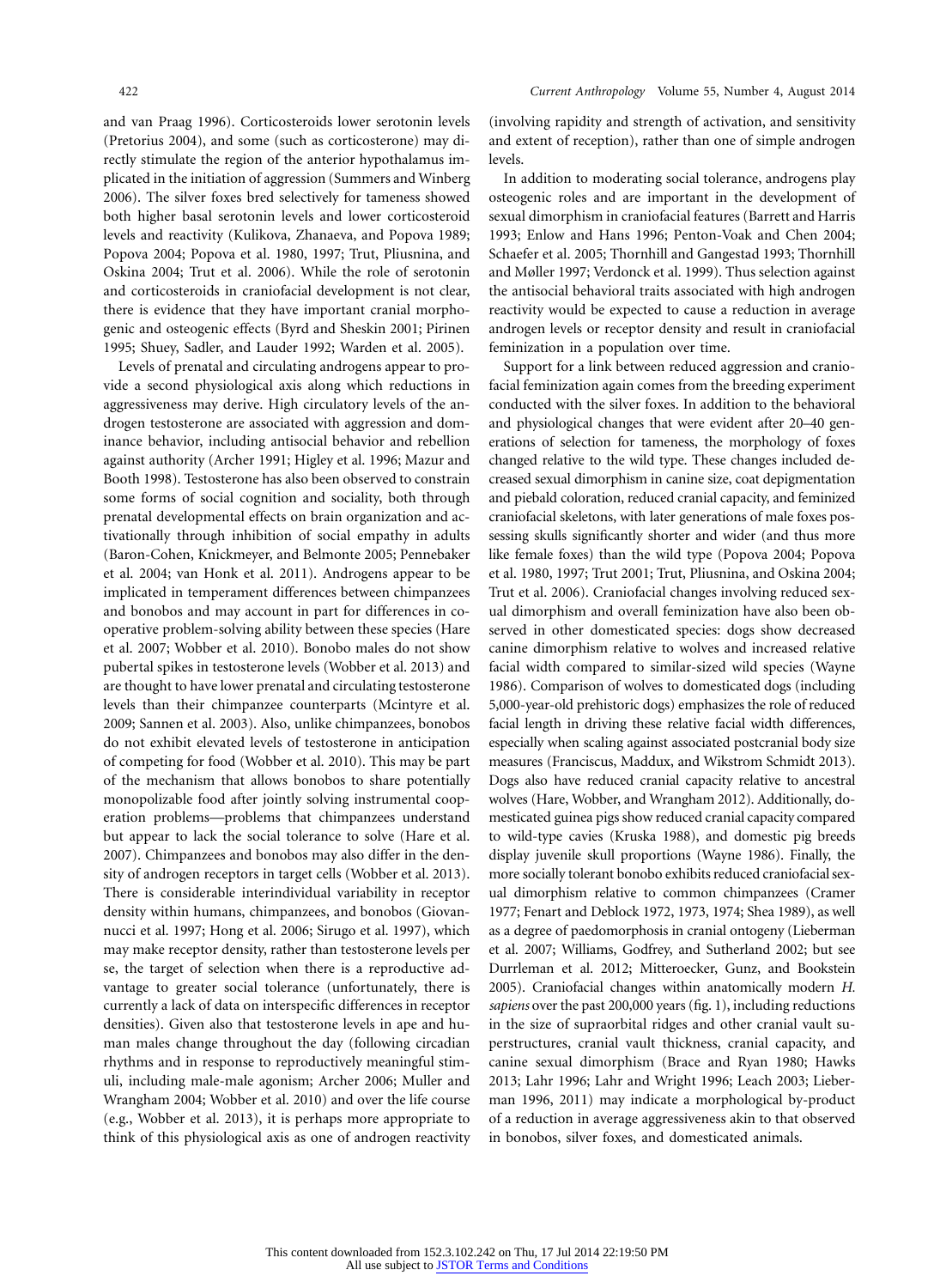and van Praag 1996). Corticosteroids lower serotonin levels (Pretorius 2004), and some (such as corticosterone) may directly stimulate the region of the anterior hypothalamus implicated in the initiation of aggression (Summers and Winberg 2006). The silver foxes bred selectively for tameness showed both higher basal serotonin levels and lower corticosteroid levels and reactivity (Kulikova, Zhanaeva, and Popova 1989; Popova 2004; Popova et al. 1980, 1997; Trut, Pliusnina, and Oskina 2004; Trut et al. 2006). While the role of serotonin and corticosteroids in craniofacial development is not clear, there is evidence that they have important cranial morphogenic and osteogenic effects (Byrd and Sheskin 2001; Pirinen 1995; Shuey, Sadler, and Lauder 1992; Warden et al. 2005).

Levels of prenatal and circulating androgens appear to provide a second physiological axis along which reductions in aggressiveness may derive. High circulatory levels of the androgen testosterone are associated with aggression and dominance behavior, including antisocial behavior and rebellion against authority (Archer 1991; Higley et al. 1996; Mazur and Booth 1998). Testosterone has also been observed to constrain some forms of social cognition and sociality, both through prenatal developmental effects on brain organization and activationally through inhibition of social empathy in adults (Baron-Cohen, Knickmeyer, and Belmonte 2005; Pennebaker et al. 2004; van Honk et al. 2011). Androgens appear to be implicated in temperament differences between chimpanzees and bonobos and may account in part for differences in cooperative problem-solving ability between these species (Hare et al. 2007; Wobber et al. 2010). Bonobo males do not show pubertal spikes in testosterone levels (Wobber et al. 2013) and are thought to have lower prenatal and circulating testosterone levels than their chimpanzee counterparts (Mcintyre et al. 2009; Sannen et al. 2003). Also, unlike chimpanzees, bonobos do not exhibit elevated levels of testosterone in anticipation of competing for food (Wobber et al. 2010). This may be part of the mechanism that allows bonobos to share potentially monopolizable food after jointly solving instrumental cooperation problems—problems that chimpanzees understand but appear to lack the social tolerance to solve (Hare et al. 2007). Chimpanzees and bonobos may also differ in the density of androgen receptors in target cells (Wobber et al. 2013). There is considerable interindividual variability in receptor density within humans, chimpanzees, and bonobos (Giovannucci et al. 1997; Hong et al. 2006; Sirugo et al. 1997), which may make receptor density, rather than testosterone levels per se, the target of selection when there is a reproductive advantage to greater social tolerance (unfortunately, there is currently a lack of data on interspecific differences in receptor densities). Given also that testosterone levels in ape and human males change throughout the day (following circadian rhythms and in response to reproductively meaningful stimuli, including male-male agonism; Archer 2006; Muller and Wrangham 2004; Wobber et al. 2010) and over the life course (e.g., Wobber et al. 2013), it is perhaps more appropriate to think of this physiological axis as one of androgen reactivity (involving rapidity and strength of activation, and sensitivity and extent of reception), rather than one of simple androgen levels.

In addition to moderating social tolerance, androgens play osteogenic roles and are important in the development of sexual dimorphism in craniofacial features (Barrett and Harris 1993; Enlow and Hans 1996; Penton-Voak and Chen 2004; Schaefer et al. 2005; Thornhill and Gangestad 1993; Thornhill and Møller 1997; Verdonck et al. 1999). Thus selection against the antisocial behavioral traits associated with high androgen reactivity would be expected to cause a reduction in average androgen levels or receptor density and result in craniofacial feminization in a population over time.

Support for a link between reduced aggression and craniofacial feminization again comes from the breeding experiment conducted with the silver foxes. In addition to the behavioral and physiological changes that were evident after 20–40 generations of selection for tameness, the morphology of foxes changed relative to the wild type. These changes included decreased sexual dimorphism in canine size, coat depigmentation and piebald coloration, reduced cranial capacity, and feminized craniofacial skeletons, with later generations of male foxes possessing skulls significantly shorter and wider (and thus more like female foxes) than the wild type (Popova 2004; Popova et al. 1980, 1997; Trut 2001; Trut, Pliusnina, and Oskina 2004; Trut et al. 2006). Craniofacial changes involving reduced sexual dimorphism and overall feminization have also been observed in other domesticated species: dogs show decreased canine dimorphism relative to wolves and increased relative facial width compared to similar-sized wild species (Wayne 1986). Comparison of wolves to domesticated dogs (including 5,000-year-old prehistoric dogs) emphasizes the role of reduced facial length in driving these relative facial width differences, especially when scaling against associated postcranial body size measures (Franciscus, Maddux, and Wikstrom Schmidt 2013). Dogs also have reduced cranial capacity relative to ancestral wolves (Hare, Wobber, and Wrangham 2012). Additionally, domesticated guinea pigs show reduced cranial capacity compared to wild-type cavies (Kruska 1988), and domestic pig breeds display juvenile skull proportions (Wayne 1986). Finally, the more socially tolerant bonobo exhibits reduced craniofacial sexual dimorphism relative to common chimpanzees (Cramer 1977; Fenart and Deblock 1972, 1973, 1974; Shea 1989), as well as a degree of paedomorphosis in cranial ontogeny (Lieberman et al. 2007; Williams, Godfrey, and Sutherland 2002; but see Durrleman et al. 2012; Mitteroecker, Gunz, and Bookstein 2005). Craniofacial changes within anatomically modern *H. sapiens* over the past 200,000 years (fig. 1), including reductions in the size of supraorbital ridges and other cranial vault superstructures, cranial vault thickness, cranial capacity, and canine sexual dimorphism (Brace and Ryan 1980; Hawks 2013; Lahr 1996; Lahr and Wright 1996; Leach 2003; Lieberman 1996, 2011) may indicate a morphological by-product of a reduction in average aggressiveness akin to that observed in bonobos, silver foxes, and domesticated animals.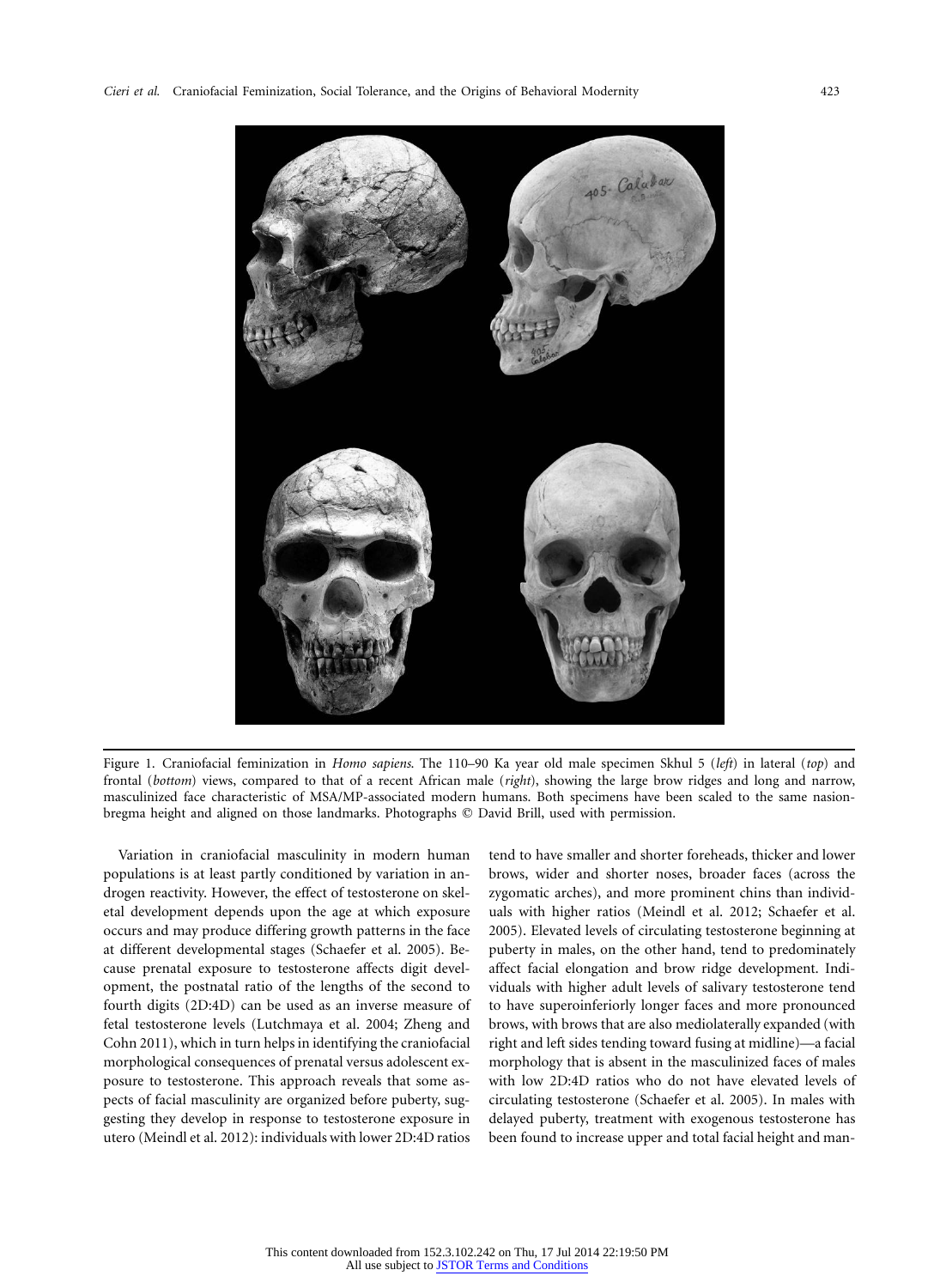Figure 1. Craniofacial feminization in *Homo sapiens*. The 110–90 Ka year old male specimen Skhul 5 (*left*) in lateral (*top*) and frontal (*bottom*) views, compared to that of a recent African male (*right*), showing the large brow ridges and long and narrow, masculinized face characteristic of MSA/MP-associated modern humans. Both specimens have been scaled to the same nasion-bregma height and aligned on those landmarks. Photographs © David Brill, used with permission.

Variation in craniofacial masculinity in modern human populations is at least partly conditioned by variation in androgen reactivity. However, the effect of testosterone on skeletal development depends upon the age at which exposure occurs and may produce differing growth patterns in the face at different developmental stages (Schaefer et al. 2005). Because prenatal exposure to testosterone affects digit development, the postnatal ratio of the lengths of the second to fourth digits (2D:4D) can be used as an inverse measure of fetal testosterone levels (Lutchmaya et al. 2004; Zheng and Cohn 2011), which in turn helps in identifying the craniofacial morphological consequences of prenatal versus adolescent exposure to testosterone. This approach reveals that some aspects of facial masculinity are organized before puberty, suggesting they develop in response to testosterone exposure in utero (Meindl et al. 2012): individuals with lower 2D:4D ratios tend to have smaller and shorter foreheads, thicker and lower brows, wider and shorter noses, broader faces (across the zygomatic arches), and more prominent chins than individuals with higher ratios (Meindl et al. 2012; Schaefer et al. 2005). Elevated levels of circulating testosterone beginning at puberty in males, on the other hand, tend to predominately affect facial elongation and brow ridge development. Individuals with higher adult levels of salivary testosterone tend to have superoinferiorly longer faces and more pronounced brows, with brows that are also mediolaterally expanded (with right and left sides tending toward fusing at midline)—a facial morphology that is absent in the masculinized faces of males with low 2D:4D ratios who do not have elevated levels of circulating testosterone (Schaefer et al. 2005). In males with delayed puberty, treatment with exogenous testosterone has been found to increase upper and total facial height and man-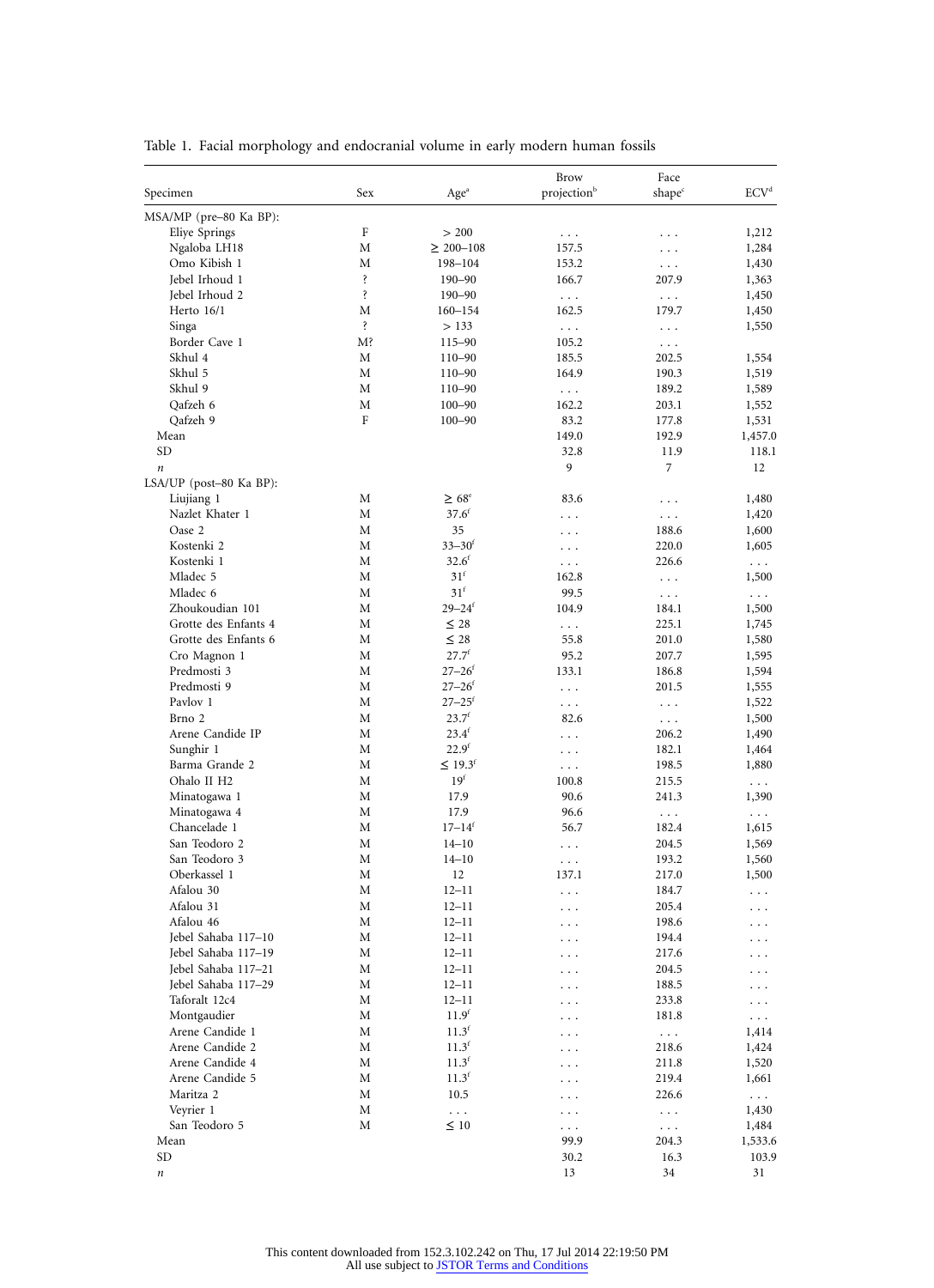Table 1. Facial morphology and endocranial volume in early modern human fossils

| Specimen | Sex | Age[a] | Brow projection[b] | Face shape[c] | ECV[d] |
|---|---|---|---|---|---|
| MSA/MP (pre–80 Ka BP): | | | | | |
| Eliye Springs | F | > 200 | . . . | . . . | 1,212 |
| Ngaloba LH18 | M | ≥ 200–108 | 157.5 | . . . | 1,284 |
| Omo Kibish 1 | M | 198–104 | 153.2 | . . . | 1,430 |
| Jebel Irhoud 1 | ? | 190–90 | 166.7 | 207.9 | 1,363 |
| Jebel Irhoud 2 | ? | 190–90 | . . . | . . . | 1,450 |
| Herto 16/1 | M | 160–154 | 162.5 | 179.7 | 1,450 |
| Singa | ? | > 133 | . . . | . . . | 1,550 |
| Border Cave 1 | M? | 115–90 | 105.2 | . . . | |
| Skhul 4 | M | 110–90 | 185.5 | 202.5 | 1,554 |
| Skhul 5 | M | 110–90 | 164.9 | 190.3 | 1,519 |
| Skhul 9 | M | 110–90 | . . . | 189.2 | 1,589 |
| Qafzeh 6 | M | 100–90 | 162.2 | 203.1 | 1,552 |
| Qafzeh 9 | F | 100–90 | 83.2 | 177.8 | 1,531 |
| Mean | | | 149.0 | 192.9 | 1,457.0 |
| SD | | | 32.8 | 11.9 | 118.1 |
| *n* | | | 9 | 7 | 12 |
| LSA/UP (post–80 Ka BP): | | | | | |
| Liujiang 1 | M | ≥ 68[e] | 83.6 | . . . | 1,480 |
| Nazlet Khater 1 | M | 37.6[f] | . . . | . . . | 1,420 |
| Oase 2 | M | 35 | . . . | 188.6 | 1,600 |
| Kostenki 2 | M | 33–30[f] | . . . | 220.0 | 1,605 |
| Kostenki 1 | M | 32.6[f] | . . . | 226.6 | . . . |
| Mladec 5 | M | 31[f] | 162.8 | . . . | 1,500 |
| Mladec 6 | M | 31[f] | 99.5 | . . . | . . . |
| Zhoukoudian 101 | M | 29–24[f] | 104.9 | 184.1 | 1,500 |
| Grotte des Enfants 4 | M | ≤ 28 | . . . | 225.1 | 1,745 |
| Grotte des Enfants 6 | M | ≤ 28 | 55.8 | 201.0 | 1,580 |
| Cro Magnon 1 | M | 27.7[f] | 95.2 | 207.7 | 1,595 |
| Predmosti 3 | M | 27–26[f] | 133.1 | 186.8 | 1,594 |
| Predmosti 9 | M | 27–26[f] | . . . | 201.5 | 1,555 |
| Pavlov 1 | M | 27–25[f] | . . . | . . . | 1,522 |
| Brno 2 | M | 23.7[f] | 82.6 | . . . | 1,500 |
| Arene Candide IP | M | 23.4[f] | . . . | 206.2 | 1,490 |
| Sunghir 1 | M | 22.9[f] | . . . | 182.1 | 1,464 |
| Barma Grande 2 | M | ≤ 19.3[f] | . . . | 198.5 | 1,880 |
| Ohalo II H2 | M | 19[f] | 100.8 | 215.5 | . . . |
| Minatogawa 1 | M | 17.9 | 90.6 | 241.3 | 1,390 |
| Minatogawa 4 | M | 17.9 | 96.6 | . . . | . . . |
| Chancelade 1 | M | 17–14[f] | 56.7 | 182.4 | 1,615 |
| San Teodoro 2 | M | 14–10 | . . . | 204.5 | 1,569 |
| San Teodoro 3 | M | 14–10 | . . . | 193.2 | 1,560 |
| Oberkassel 1 | M | 12 | 137.1 | 217.0 | 1,500 |
| Afalou 30 | M | 12–11 | . . . | 184.7 | . . . |
| Afalou 31 | M | 12–11 | . . . | 205.4 | . . . |
| Afalou 46 | M | 12–11 | . . . | 198.6 | . . . |
| Jebel Sahaba 117–10 | M | 12–11 | . . . | 194.4 | . . . |
| Jebel Sahaba 117–19 | M | 12–11 | . . . | 217.6 | . . . |
| Jebel Sahaba 117–21 | M | 12–11 | . . . | 204.5 | . . . |
| Jebel Sahaba 117–29 | M | 12–11 | . . . | 188.5 | . . . |
| Taforalt 12c4 | M | 12–11 | . . . | 233.8 | . . . |
| Montgaudier | M | 11.9[f] | . . . | 181.8 | . . . |
| Arene Candide 1 | M | 11.3[f] | . . . | . . . | 1,414 |
| Arene Candide 2 | M | 11.3[f] | . . . | 218.6 | 1,424 |
| Arene Candide 4 | M | 11.3[f] | . . . | 211.8 | 1,520 |
| Arene Candide 5 | M | 11.3[f] | . . . | 219.4 | 1,661 |
| Maritza 2 | M | 10.5 | . . . | 226.6 | . . . |
| Veyrier 1 | M | . . . | . . . | . . . | 1,430 |
| San Teodoro 5 | M | ≤ 10 | . . . | . . . | 1,484 |
| Mean | | | 99.9 | 204.3 | 1,533.6 |
| SD | | | 30.2 | 16.3 | 103.9 |
| *n* | | | 13 | 34 | 31 |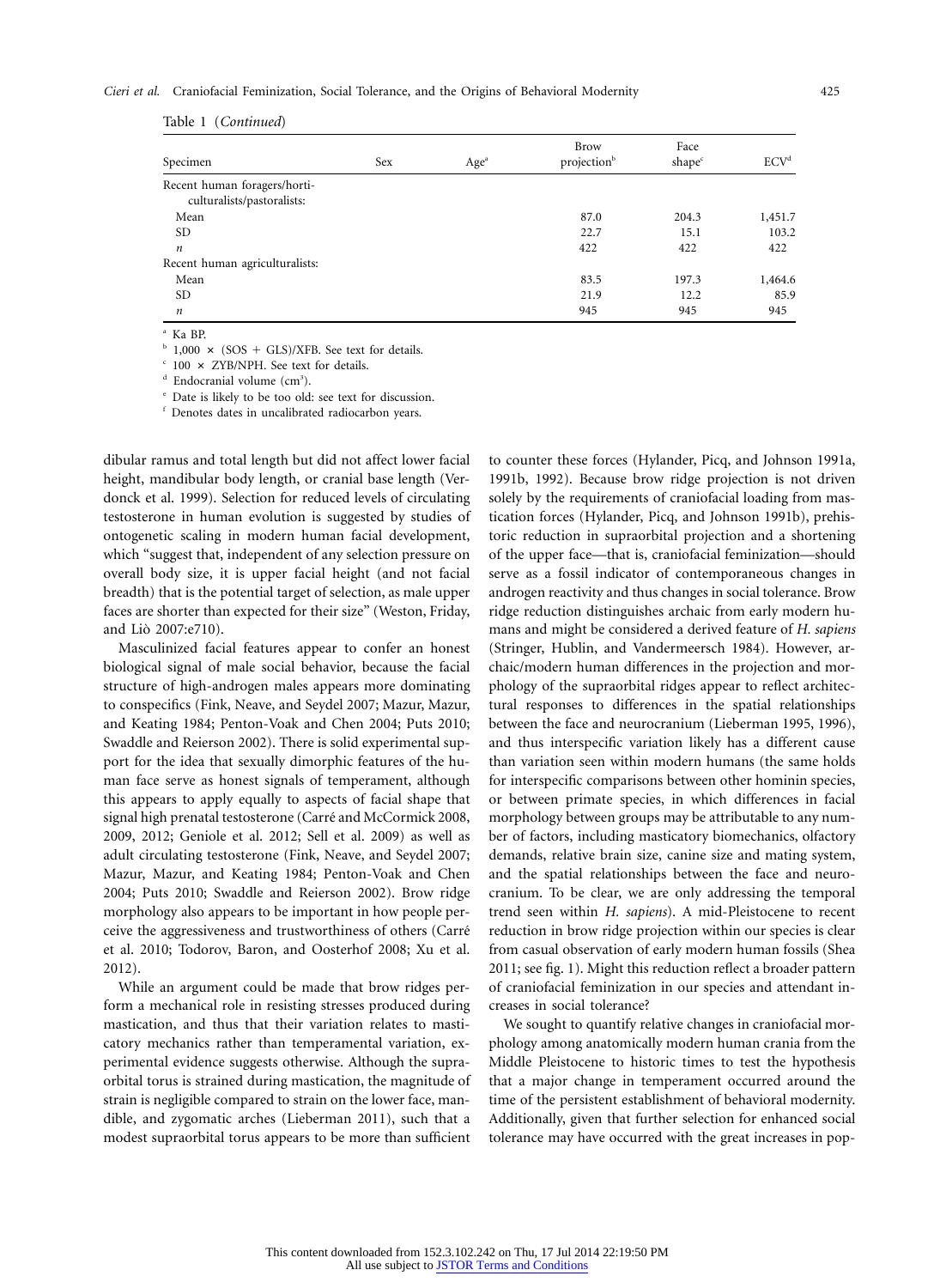Table 1 (*Continued*)

| Specimen | Sex | Age[a] | Brow projection[b] | Face shape[c] | ECV[d] |
|---|---|---|---|---|---|
| Recent human foragers/horti-culturalists/pastoralists: | | | | | |
| Mean | | | 87.0 | 204.3 | 1,451.7 |
| SD | | | 22.7 | 15.1 | 103.2 |
| *n* | | | 422 | 422 | 422 |
| Recent human agriculturalists: | | | | | |
| Mean | | | 83.5 | 197.3 | 1,464.6 |
| SD | | | 21.9 | 12.2 | 85.9 |
| *n* | | | 945 | 945 | 945 |

[a] Ka BP.
[b] 1,000 × (SOS + GLS)/XFB. See text for details.
[c] 100 × ZYB/NPH. See text for details.
[d] Endocranial volume ($cm^3$).
[e] Date is likely to be too old: see text for discussion.
[f] Denotes dates in uncalibrated radiocarbon years.

dibular ramus and total length but did not affect lower facial height, mandibular body length, or cranial base length (Verdonck et al. 1999). Selection for reduced levels of circulating testosterone in human evolution is suggested by studies of ontogenetic scaling in modern human facial development, which "suggest that, independent of any selection pressure on overall body size, it is upper facial height (and not facial breadth) that is the potential target of selection, as male upper faces are shorter than expected for their size" (Weston, Friday, and Liò 2007:e710).

Masculinized facial features appear to confer an honest biological signal of male social behavior, because the facial structure of high-androgen males appears more dominating to conspecifics (Fink, Neave, and Seydel 2007; Mazur, Mazur, and Keating 1984; Penton-Voak and Chen 2004; Puts 2010; Swaddle and Reierson 2002). There is solid experimental support for the idea that sexually dimorphic features of the human face serve as honest signals of temperament, although this appears to apply equally to aspects of facial shape that signal high prenatal testosterone (Carré and McCormick 2008, 2009, 2012; Geniole et al. 2012; Sell et al. 2009) as well as adult circulating testosterone (Fink, Neave, and Seydel 2007; Mazur, Mazur, and Keating 1984; Penton-Voak and Chen 2004; Puts 2010; Swaddle and Reierson 2002). Brow ridge morphology also appears to be important in how people perceive the aggressiveness and trustworthiness of others (Carré et al. 2010; Todorov, Baron, and Oosterhof 2008; Xu et al. 2012).

While an argument could be made that brow ridges perform a mechanical role in resisting stresses produced during mastication, and thus that their variation relates to masticatory mechanics rather than temperamental variation, experimental evidence suggests otherwise. Although the supraorbital torus is strained during mastication, the magnitude of strain is negligible compared to strain on the lower face, mandible, and zygomatic arches (Lieberman 2011), such that a modest supraorbital torus appears to be more than sufficient to counter these forces (Hylander, Picq, and Johnson 1991a, 1991b, 1992). Because brow ridge projection is not driven solely by the requirements of craniofacial loading from mastication forces (Hylander, Picq, and Johnson 1991b), prehistoric reduction in supraorbital projection and a shortening of the upper face—that is, craniofacial feminization—should serve as a fossil indicator of contemporaneous changes in androgen reactivity and thus changes in social tolerance. Brow ridge reduction distinguishes archaic from early modern humans and might be considered a derived feature of *H. sapiens* (Stringer, Hublin, and Vandermeersch 1984). However, archaic/modern human differences in the projection and morphology of the supraorbital ridges appear to reflect architectural responses to differences in the spatial relationships between the face and neurocranium (Lieberman 1995, 1996), and thus interspecific variation likely has a different cause than variation seen within modern humans (the same holds for interspecific comparisons between other hominin species, or between primate species, in which differences in facial morphology between groups may be attributable to any number of factors, including masticatory biomechanics, olfactory demands, relative brain size, canine size and mating system, and the spatial relationships between the face and neurocranium. To be clear, we are only addressing the temporal trend seen within *H. sapiens*). A mid-Pleistocene to recent reduction in brow ridge projection within our species is clear from casual observation of early modern human fossils (Shea 2011; see fig. 1). Might this reduction reflect a broader pattern of craniofacial feminization in our species and attendant increases in social tolerance?

We sought to quantify relative changes in craniofacial morphology among anatomically modern human crania from the Middle Pleistocene to historic times to test the hypothesis that a major change in temperament occurred around the time of the persistent establishment of behavioral modernity. Additionally, given that further selection for enhanced social tolerance may have occurred with the great increases in pop-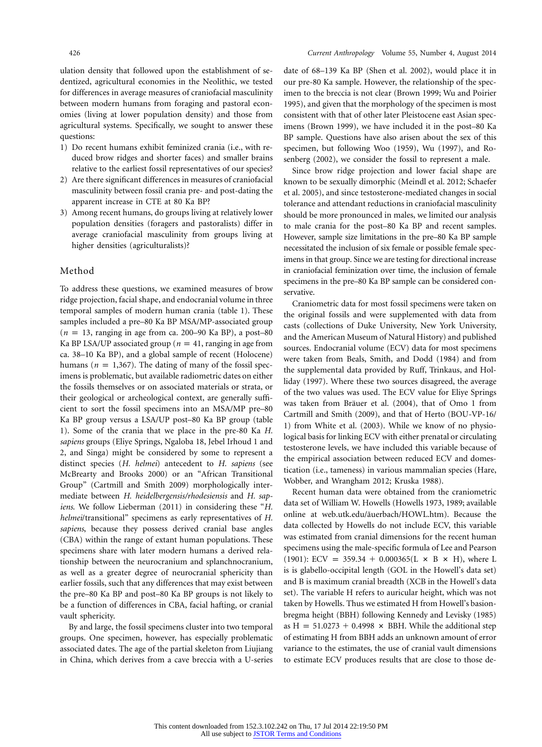ulation density that followed upon the establishment of sedentized, agricultural economies in the Neolithic, we tested for differences in average measures of craniofacial masculinity between modern humans from foraging and pastoral economies (living at lower population density) and those from agricultural systems. Specifically, we sought to answer these questions:

1) Do recent humans exhibit feminized crania (i.e., with reduced brow ridges and shorter faces) and smaller brains relative to the earliest fossil representatives of our species?
2) Are there significant differences in measures of craniofacial masculinity between fossil crania pre- and post-dating the apparent increase in CTE at 80 Ka BP?
3) Among recent humans, do groups living at relatively lower population densities (foragers and pastoralists) differ in average craniofacial masculinity from groups living at higher densities (agriculturalists)?

## Method

To address these questions, we examined measures of brow ridge projection, facial shape, and endocranial volume in three temporal samples of modern human crania (table 1). These samples included a pre–80 Ka BP MSA/MP-associated group ($n = 13$, ranging in age from ca. 200–90 Ka BP), a post–80 Ka BP LSA/UP associated group ($n = 41$, ranging in age from ca. 38–10 Ka BP), and a global sample of recent (Holocene) humans ($n = 1{,}367$). The dating of many of the fossil specimens is problematic, but available radiometric dates on either the fossils themselves or on associated materials or strata, or their geological or archeological context, are generally sufficient to sort the fossil specimens into an MSA/MP pre–80 Ka BP group versus a LSA/UP post–80 Ka BP group (table 1). Some of the crania that we place in the pre-80 Ka *H. sapiens* groups (Eliye Springs, Ngaloba 18, Jebel Irhoud 1 and 2, and Singa) might be considered by some to represent a distinct species (*H. helmei*) antecedent to *H. sapiens* (see McBrearty and Brooks 2000) or an "African Transitional Group" (Cartmill and Smith 2009) morphologically intermediate between *H. heidelbergensis/rhodesiensis* and *H. sapiens*. We follow Lieberman (2011) in considering these "*H. helmei*/transitional" specimens as early representatives of *H. sapiens*, because they possess derived cranial base angles (CBA) within the range of extant human populations. These specimens share with later modern humans a derived relationship between the neurocranium and splanchnocranium, as well as a greater degree of neurocranial sphericity than earlier fossils, such that any differences that may exist between the pre–80 Ka BP and post–80 Ka BP groups is not likely to be a function of differences in CBA, facial hafting, or cranial vault sphericity.

By and large, the fossil specimens cluster into two temporal groups. One specimen, however, has especially problematic associated dates. The age of the partial skeleton from Liujiang in China, which derives from a cave breccia with a U-series date of 68–139 Ka BP (Shen et al. 2002), would place it in our pre-80 Ka sample. However, the relationship of the specimen to the breccia is not clear (Brown 1999; Wu and Poirier 1995), and given that the morphology of the specimen is most consistent with that of other later Pleistocene east Asian specimens (Brown 1999), we have included it in the post–80 Ka BP sample. Questions have also arisen about the sex of this specimen, but following Woo (1959), Wu (1997), and Rosenberg (2002), we consider the fossil to represent a male.

Since brow ridge projection and lower facial shape are known to be sexually dimorphic (Meindl et al. 2012; Schaefer et al. 2005), and since testosterone-mediated changes in social tolerance and attendant reductions in craniofacial masculinity should be more pronounced in males, we limited our analysis to male crania for the post–80 Ka BP and recent samples. However, sample size limitations in the pre–80 Ka BP sample necessitated the inclusion of six female or possible female specimens in that group. Since we are testing for directional increase in craniofacial feminization over time, the inclusion of female specimens in the pre–80 Ka BP sample can be considered conservative.

Craniometric data for most fossil specimens were taken on the original fossils and were supplemented with data from casts (collections of Duke University, New York University, and the American Museum of Natural History) and published sources. Endocranial volume (ECV) data for most specimens were taken from Beals, Smith, and Dodd (1984) and from the supplemental data provided by Ruff, Trinkaus, and Holliday (1997). Where these two sources disagreed, the average of the two values was used. The ECV value for Eliye Springs was taken from Bräuer et al. (2004), that of Omo 1 from Cartmill and Smith (2009), and that of Herto (BOU-VP-16/1) from White et al. (2003). While we know of no physiological basis for linking ECV with either prenatal or circulating testosterone levels, we have included this variable because of the empirical association between reduced ECV and domestication (i.e., tameness) in various mammalian species (Hare, Wobber, and Wrangham 2012; Kruska 1988).

Recent human data were obtained from the craniometric data set of William W. Howells (Howells 1973, 1989; available online at web.utk.edu/āuerbach/HOWL.htm). Because the data collected by Howells do not include ECV, this variable was estimated from cranial dimensions for the recent human specimens using the male-specific formula of Lee and Pearson (1901): $ECV = 359.34 + 0.000365(L \times B \times H)$, where L is is glabello-occipital length (GOL in the Howell's data set) and B is maximum cranial breadth (XCB in the Howell's data set). The variable H refers to auricular height, which was not taken by Howells. Thus we estimated H from Howell's basion-bregma height (BBH) following Kennedy and Levisky (1985) as $H = 51.0273 + 0.4998 \times BBH$. While the additional step of estimating H from BBH adds an unknown amount of error variance to the estimates, the use of cranial vault dimensions to estimate ECV produces results that are close to those de-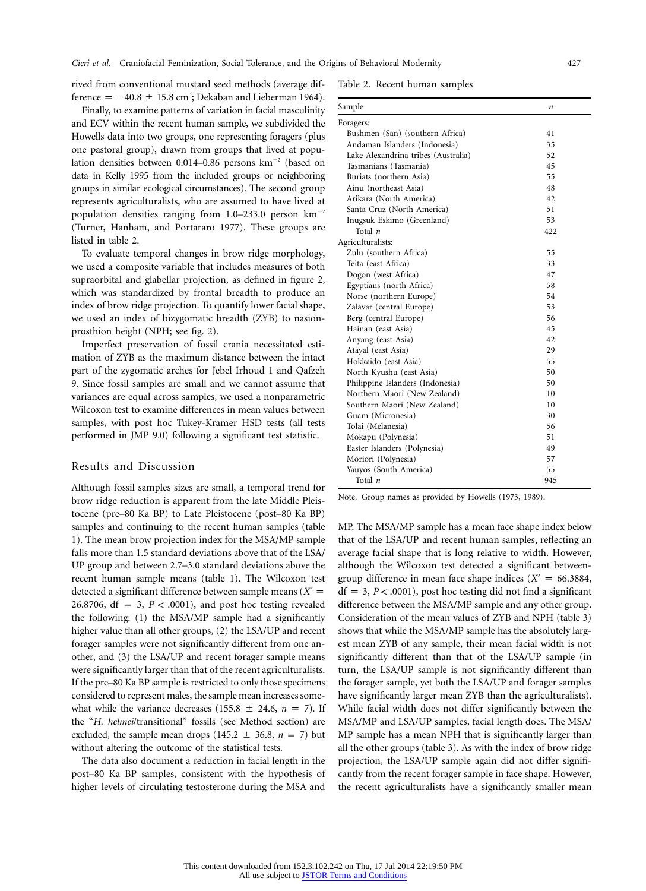rived from conventional mustard seed methods (average difference = −40.8 ± 15.8 cm$^3$; Dekaban and Lieberman 1964).

Finally, to examine patterns of variation in facial masculinity and ECV within the recent human sample, we subdivided the Howells data into two groups, one representing foragers (plus one pastoral group), drawn from groups that lived at population densities between 0.014–0.86 persons km$^{-2}$ (based on data in Kelly 1995 from the included groups or neighboring groups in similar ecological circumstances). The second group represents agriculturalists, who are assumed to have lived at population densities ranging from 1.0–233.0 person km$^{-2}$ (Turner, Hanham, and Portararo 1977). These groups are listed in table 2.

To evaluate temporal changes in brow ridge morphology, we used a composite variable that includes measures of both supraorbital and glabellar projection, as defined in figure 2, which was standardized by frontal breadth to produce an index of brow ridge projection. To quantify lower facial shape, we used an index of bizygomatic breadth (ZYB) to nasion-prosthion height (NPH; see fig. 2).

Imperfect preservation of fossil crania necessitated estimation of ZYB as the maximum distance between the intact part of the zygomatic arches for Jebel Irhoud 1 and Qafzeh 9. Since fossil samples are small and we cannot assume that variances are equal across samples, we used a nonparametric Wilcoxon test to examine differences in mean values between samples, with post hoc Tukey-Kramer HSD tests (all tests performed in JMP 9.0) following a significant test statistic.

## Results and Discussion

Although fossil samples sizes are small, a temporal trend for brow ridge reduction is apparent from the late Middle Pleistocene (pre–80 Ka BP) to Late Pleistocene (post–80 Ka BP) samples and continuing to the recent human samples (table 1). The mean brow projection index for the MSA/MP sample falls more than 1.5 standard deviations above that of the LSA/UP group and between 2.7–3.0 standard deviations above the recent human sample means (table 1). The Wilcoxon test detected a significant difference between sample means ($X^2$ = 26.8706, df = 3, $P < .0001$), and post hoc testing revealed the following: (1) the MSA/MP sample had a significantly higher value than all other groups, (2) the LSA/UP and recent forager samples were not significantly different from one another, and (3) the LSA/UP and recent forager sample means were significantly larger than that of the recent agriculturalists. If the pre–80 Ka BP sample is restricted to only those specimens considered to represent males, the sample mean increases somewhat while the variance decreases (155.8 ± 24.6, $n$ = 7). If the "*H. helmei*/transitional" fossils (see Method section) are excluded, the sample mean drops (145.2 ± 36.8, $n$ = 7) but without altering the outcome of the statistical tests.

The data also document a reduction in facial length in the post–80 Ka BP samples, consistent with the hypothesis of higher levels of circulating testosterone during the MSA and MP. The MSA/MP sample has a mean face shape index below that of the LSA/UP and recent human samples, reflecting an average facial shape that is long relative to width. However, although the Wilcoxon test detected a significant between-group difference in mean face shape indices ($X^2$ = 66.3884, df = 3, $P < .0001$), post hoc testing did not find a significant difference between the MSA/MP sample and any other group. Consideration of the mean values of ZYB and NPH (table 3) shows that while the MSA/MP sample has the absolutely largest mean ZYB of any sample, their mean facial width is not significantly different than that of the LSA/UP sample (in turn, the LSA/UP sample is not significantly different than the forager sample, yet both the LSA/UP and forager samples have significantly larger mean ZYB than the agriculturalists). While facial width does not differ significantly between the MSA/MP and LSA/UP samples, facial length does. The MSA/MP sample has a mean NPH that is significantly larger than all the other groups (table 3). As with the index of brow ridge projection, the LSA/UP sample again did not differ significantly from the recent forager sample in face shape. However, the recent agriculturalists have a significantly smaller mean

Table 2. Recent human samples

| Sample | $n$ |
|---|---|
| Foragers: | |
| Bushmen (San) (southern Africa) | 41 |
| Andaman Islanders (Indonesia) | 35 |
| Lake Alexandrina tribes (Australia) | 52 |
| Tasmanians (Tasmania) | 45 |
| Buriats (northern Asia) | 55 |
| Ainu (northeast Asia) | 48 |
| Arikara (North America) | 42 |
| Santa Cruz (North America) | 51 |
| Inugsuk Eskimo (Greenland) | 53 |
| Total $n$ | 422 |
| Agriculturalists: | |
| Zulu (southern Africa) | 55 |
| Teita (east Africa) | 33 |
| Dogon (west Africa) | 47 |
| Egyptians (north Africa) | 58 |
| Norse (northern Europe) | 54 |
| Zalavar (central Europe) | 53 |
| Berg (central Europe) | 56 |
| Hainan (east Asia) | 45 |
| Anyang (east Asia) | 42 |
| Atayal (east Asia) | 29 |
| Hokkaido (east Asia) | 55 |
| North Kyushu (east Asia) | 50 |
| Philippine Islanders (Indonesia) | 50 |
| Northern Maori (New Zealand) | 10 |
| Southern Maori (New Zealand) | 10 |
| Guam (Micronesia) | 30 |
| Tolai (Melanesia) | 56 |
| Mokapu (Polynesia) | 51 |
| Easter Islanders (Polynesia) | 49 |
| Moriori (Polynesia) | 57 |
| Yauyos (South America) | 55 |
| Total $n$ | 945 |

Note. Group names as provided by Howells (1973, 1989).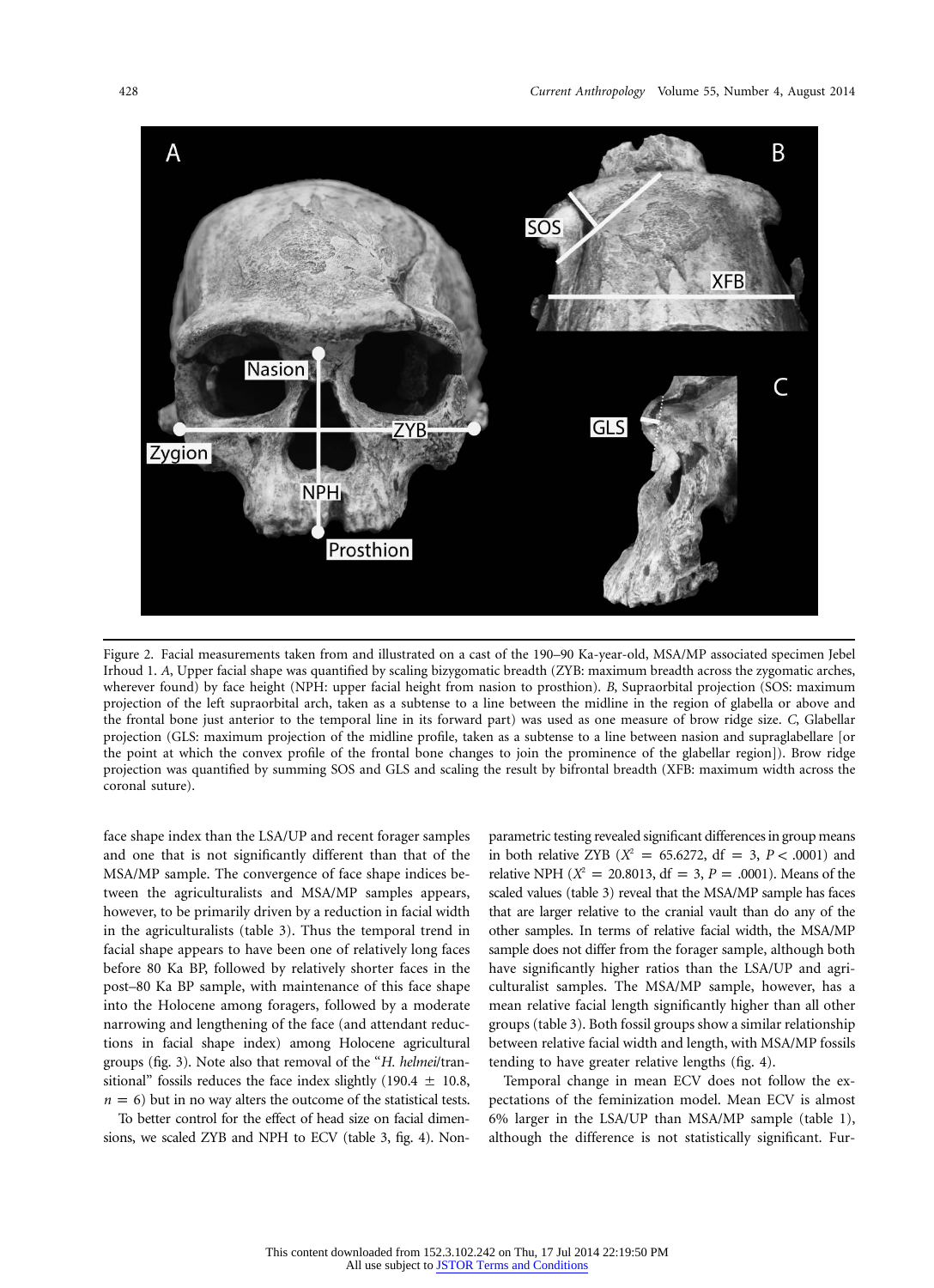Figure 2. Facial measurements taken from and illustrated on a cast of the 190–90 Ka-year-old, MSA/MP associated specimen Jebel Irhoud 1. *A*, Upper facial shape was quantified by scaling bizygomatic breadth (ZYB: maximum breadth across the zygomatic arches, wherever found) by face height (NPH: upper facial height from nasion to prosthion). *B*, Supraorbital projection (SOS: maximum projection of the left supraorbital arch, taken as a subtense to a line between the midline in the region of glabella or above and the frontal bone just anterior to the temporal line in its forward part) was used as one measure of brow ridge size. *C*, Glabellar projection (GLS: maximum projection of the midline profile, taken as a subtense to a line between nasion and supraglabellare [or the point at which the convex profile of the frontal bone changes to join the prominence of the glabellar region]). Brow ridge projection was quantified by summing SOS and GLS and scaling the result by bifrontal breadth (XFB: maximum width across the coronal suture).

face shape index than the LSA/UP and recent forager samples and one that is not significantly different than that of the MSA/MP sample. The convergence of face shape indices between the agriculturalists and MSA/MP samples appears, however, to be primarily driven by a reduction in facial width in the agriculturalists (table 3). Thus the temporal trend in facial shape appears to have been one of relatively long faces before 80 Ka BP, followed by relatively shorter faces in the post–80 Ka BP sample, with maintenance of this face shape into the Holocene among foragers, followed by a moderate narrowing and lengthening of the face (and attendant reductions in facial shape index) among Holocene agricultural groups (fig. 3). Note also that removal of the "*H. helmei*/transitional" fossils reduces the face index slightly (190.4 ± 10.8, $n = 6$) but in no way alters the outcome of the statistical tests.

To better control for the effect of head size on facial dimensions, we scaled ZYB and NPH to ECV (table 3, fig. 4). Nonparametric testing revealed significant differences in group means in both relative ZYB ($X^2 = 65.6272$, df $= 3$, $P < .0001$) and relative NPH ($X^2 = 20.8013$, df $= 3$, $P = .0001$). Means of the scaled values (table 3) reveal that the MSA/MP sample has faces that are larger relative to the cranial vault than do any of the other samples. In terms of relative facial width, the MSA/MP sample does not differ from the forager sample, although both have significantly higher ratios than the LSA/UP and agriculturalist samples. The MSA/MP sample, however, has a mean relative facial length significantly higher than all other groups (table 3). Both fossil groups show a similar relationship between relative facial width and length, with MSA/MP fossils tending to have greater relative lengths (fig. 4).

Temporal change in mean ECV does not follow the expectations of the feminization model. Mean ECV is almost 6% larger in the LSA/UP than MSA/MP sample (table 1), although the difference is not statistically significant. Fur-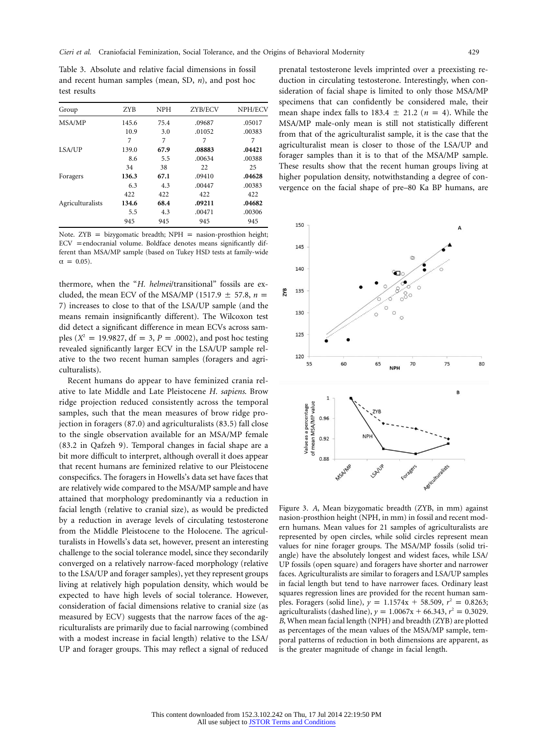Table 3. Absolute and relative facial dimensions in fossil and recent human samples (mean, SD, $n$), and post hoc test results

| Group | ZYB | NPH | ZYB/ECV | NPH/ECV |
|---|---|---|---|---|
| MSA/MP | 145.6 | 75.4 | .09687 | .05017 |
| | 10.9 | 3.0 | .01052 | .00383 |
| | 7 | 7 | 7 | 7 |
| LSA/UP | 139.0 | **67.9** | **.08883** | **.04421** |
| | 8.6 | 5.5 | .00634 | .00388 |
| | 34 | 38 | 22 | 25 |
| Foragers | **136.3** | **67.1** | .09410 | **.04628** |
| | 6.3 | 4.3 | .00447 | .00383 |
| | 422 | 422 | 422 | 422 |
| Agriculturalists | **134.6** | **68.4** | **.09211** | **.04682** |
| | 5.5 | 4.3 | .00471 | .00306 |
| | 945 | 945 | 945 | 945 |

Note. ZYB = bizygomatic breadth; NPH = nasion-prosthion height; ECV = endocranial volume. Boldface denotes means significantly different than MSA/MP sample (based on Tukey HSD tests at family-wide $\alpha = 0.05$).

thermore, when the "*H. helmei*/transitional" fossils are excluded, the mean ECV of the MSA/MP (1517.9 ± 57.8, $n$ = 7) increases to close to that of the LSA/UP sample (and the means remain insignificantly different). The Wilcoxon test did detect a significant difference in mean ECVs across samples ($X^2 = 19.9827$, df = 3, $P$ = .0002), and post hoc testing revealed significantly larger ECV in the LSA/UP sample relative to the two recent human samples (foragers and agriculturalists).

Recent humans do appear to have feminized crania relative to late Middle and Late Pleistocene *H. sapiens*. Brow ridge projection reduced consistently across the temporal samples, such that the mean measures of brow ridge projection in foragers (87.0) and agriculturalists (83.5) fall close to the single observation available for an MSA/MP female (83.2 in Qafzeh 9). Temporal changes in facial shape are a bit more difficult to interpret, although overall it does appear that recent humans are feminized relative to our Pleistocene conspecifics. The foragers in Howells's data set have faces that are relatively wide compared to the MSA/MP sample and have attained that morphology predominantly via a reduction in facial length (relative to cranial size), as would be predicted by a reduction in average levels of circulating testosterone from the Middle Pleistocene to the Holocene. The agriculturalists in Howells's data set, however, present an interesting challenge to the social tolerance model, since they secondarily converged on a relatively narrow-faced morphology (relative to the LSA/UP and forager samples), yet they represent groups living at relatively high population density, which would be expected to have high levels of social tolerance. However, consideration of facial dimensions relative to cranial size (as measured by ECV) suggests that the narrow faces of the agriculturalists are primarily due to facial narrowing (combined with a modest increase in facial length) relative to the LSA/UP and forager groups. This may reflect a signal of reduced prenatal testosterone levels imprinted over a preexisting reduction in circulating testosterone. Interestingly, when consideration of facial shape is limited to only those MSA/MP specimens that can confidently be considered male, their mean shape index falls to 183.4 ± 21.2 ($n$ = 4). While the MSA/MP male-only mean is still not statistically different from that of the agriculturalist sample, it is the case that the agriculturalist mean is closer to those of the LSA/UP and forager samples than it is to that of the MSA/MP sample. These results show that the recent human groups living at higher population density, notwithstanding a degree of convergence on the facial shape of pre–80 Ka BP humans, are

Figure 3. *A*, Mean bizygomatic breadth (ZYB, in mm) against nasion-prosthion height (NPH, in mm) in fossil and recent modern humans. Mean values for 21 samples of agriculturalists are represented by open circles, while solid circles represent mean values for nine forager groups. The MSA/MP fossils (solid triangle) have the absolutely longest and widest faces, while LSA/UP fossils (open square) and foragers have shorter and narrower faces. Agriculturalists are similar to foragers and LSA/UP samples in facial length but tend to have narrower faces. Ordinary least squares regression lines are provided for the recent human samples. Foragers (solid line), $y = 1.1574x + 58.509$, $r^2 = 0.8263$; agriculturalists (dashed line), $y = 1.0067x + 66.343$, $r^2 = 0.3029$. *B*, When mean facial length (NPH) and breadth (ZYB) are plotted as percentages of the mean values of the MSA/MP sample, temporal patterns of reduction in both dimensions are apparent, as is the greater magnitude of change in facial length.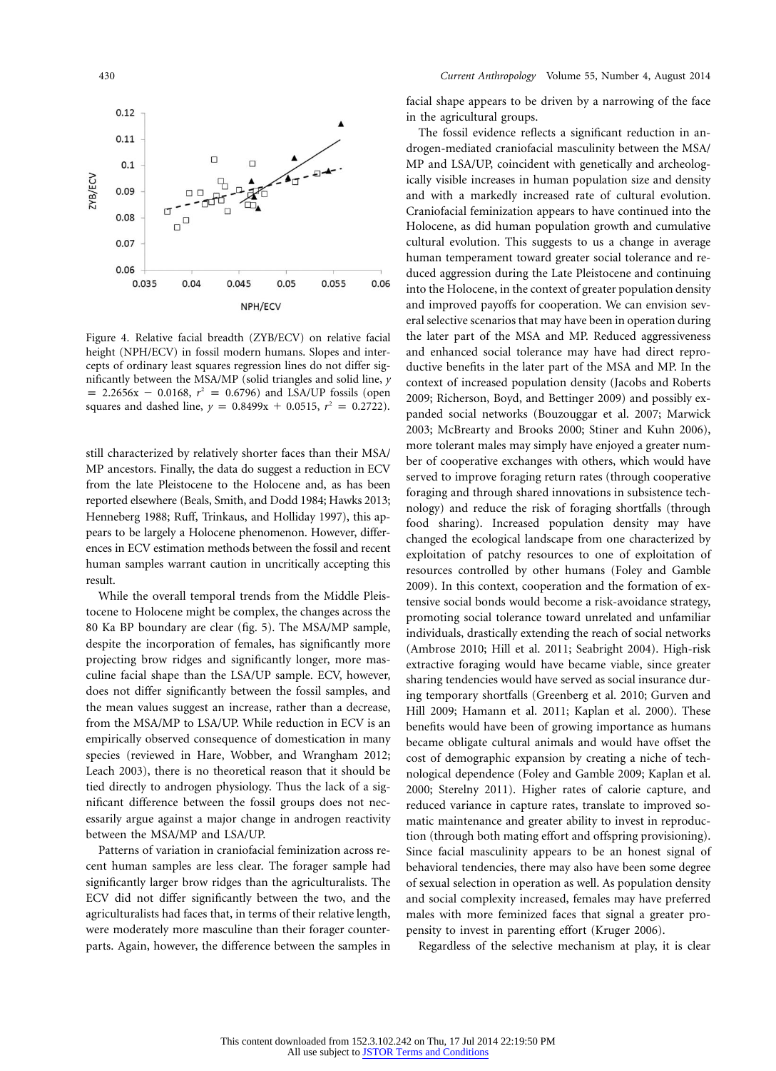Figure 4. Relative facial breadth (ZYB/ECV) on relative facial height (NPH/ECV) in fossil modern humans. Slopes and intercepts of ordinary least squares regression lines do not differ significantly between the MSA/MP (solid triangles and solid line, $y = 2.2656x - 0.0168$, $r^2 = 0.6796$) and LSA/UP fossils (open squares and dashed line, $y = 0.8499x + 0.0515$, $r^2 = 0.2722$).

still characterized by relatively shorter faces than their MSA/MP ancestors. Finally, the data do suggest a reduction in ECV from the late Pleistocene to the Holocene and, as has been reported elsewhere (Beals, Smith, and Dodd 1984; Hawks 2013; Henneberg 1988; Ruff, Trinkaus, and Holliday 1997), this appears to be largely a Holocene phenomenon. However, differences in ECV estimation methods between the fossil and recent human samples warrant caution in uncritically accepting this result.

While the overall temporal trends from the Middle Pleistocene to Holocene might be complex, the changes across the 80 Ka BP boundary are clear (fig. 5). The MSA/MP sample, despite the incorporation of females, has significantly more projecting brow ridges and significantly longer, more masculine facial shape than the LSA/UP sample. ECV, however, does not differ significantly between the fossil samples, and the mean values suggest an increase, rather than a decrease, from the MSA/MP to LSA/UP. While reduction in ECV is an empirically observed consequence of domestication in many species (reviewed in Hare, Wobber, and Wrangham 2012; Leach 2003), there is no theoretical reason that it should be tied directly to androgen physiology. Thus the lack of a significant difference between the fossil groups does not necessarily argue against a major change in androgen reactivity between the MSA/MP and LSA/UP.

Patterns of variation in craniofacial feminization across recent human samples are less clear. The forager sample had significantly larger brow ridges than the agriculturalists. The ECV did not differ significantly between the two, and the agriculturalists had faces that, in terms of their relative length, were moderately more masculine than their forager counterparts. Again, however, the difference between the samples in facial shape appears to be driven by a narrowing of the face in the agricultural groups.

The fossil evidence reflects a significant reduction in androgen-mediated craniofacial masculinity between the MSA/MP and LSA/UP, coincident with genetically and archeologically visible increases in human population size and density and with a markedly increased rate of cultural evolution. Craniofacial feminization appears to have continued into the Holocene, as did human population growth and cumulative cultural evolution. This suggests to us a change in average human temperament toward greater social tolerance and reduced aggression during the Late Pleistocene and continuing into the Holocene, in the context of greater population density and improved payoffs for cooperation. We can envision several selective scenarios that may have been in operation during the later part of the MSA and MP. Reduced aggressiveness and enhanced social tolerance may have had direct reproductive benefits in the later part of the MSA and MP. In the context of increased population density (Jacobs and Roberts 2009; Richerson, Boyd, and Bettinger 2009) and possibly expanded social networks (Bouzouggar et al. 2007; Marwick 2003; McBrearty and Brooks 2000; Stiner and Kuhn 2006), more tolerant males may simply have enjoyed a greater number of cooperative exchanges with others, which would have served to improve foraging return rates (through cooperative foraging and through shared innovations in subsistence technology) and reduce the risk of foraging shortfalls (through food sharing). Increased population density may have changed the ecological landscape from one characterized by exploitation of patchy resources to one of exploitation of resources controlled by other humans (Foley and Gamble 2009). In this context, cooperation and the formation of extensive social bonds would become a risk-avoidance strategy, promoting social tolerance toward unrelated and unfamiliar individuals, drastically extending the reach of social networks (Ambrose 2010; Hill et al. 2011; Seabright 2004). High-risk extractive foraging would have became viable, since greater sharing tendencies would have served as social insurance during temporary shortfalls (Greenberg et al. 2010; Gurven and Hill 2009; Hamann et al. 2011; Kaplan et al. 2000). These benefits would have been of growing importance as humans became obligate cultural animals and would have offset the cost of demographic expansion by creating a niche of technological dependence (Foley and Gamble 2009; Kaplan et al. 2000; Sterelny 2011). Higher rates of calorie capture, and reduced variance in capture rates, translate to improved somatic maintenance and greater ability to invest in reproduction (through both mating effort and offspring provisioning). Since facial masculinity appears to be an honest signal of behavioral tendencies, there may also have been some degree of sexual selection in operation as well. As population density and social complexity increased, females may have preferred males with more feminized faces that signal a greater propensity to invest in parenting effort (Kruger 2006).

Regardless of the selective mechanism at play, it is clear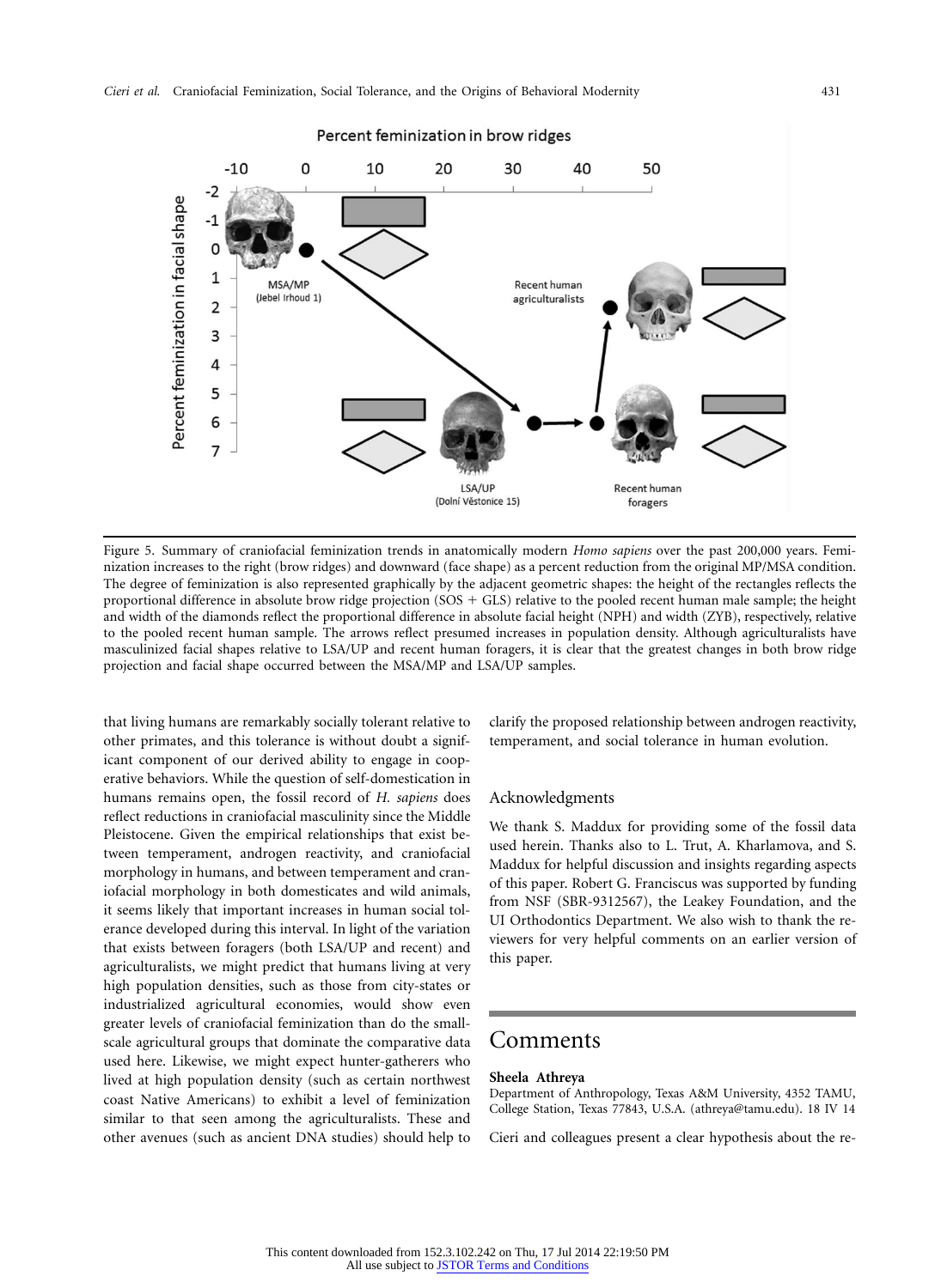Figure 5. Summary of craniofacial feminization trends in anatomically modern *Homo sapiens* over the past 200,000 years. Feminization increases to the right (brow ridges) and downward (face shape) as a percent reduction from the original MP/MSA condition. The degree of feminization is also represented graphically by the adjacent geometric shapes: the height of the rectangles reflects the proportional difference in absolute brow ridge projection (SOS + GLS) relative to the pooled recent human male sample; the height and width of the diamonds reflect the proportional difference in absolute facial height (NPH) and width (ZYB), respectively, relative to the pooled recent human sample. The arrows reflect presumed increases in population density. Although agriculturalists have masculinized facial shapes relative to LSA/UP and recent human foragers, it is clear that the greatest changes in both brow ridge projection and facial shape occurred between the MSA/MP and LSA/UP samples.

that living humans are remarkably socially tolerant relative to other primates, and this tolerance is without doubt a significant component of our derived ability to engage in cooperative behaviors. While the question of self-domestication in humans remains open, the fossil record of *H. sapiens* does reflect reductions in craniofacial masculinity since the Middle Pleistocene. Given the empirical relationships that exist between temperament, androgen reactivity, and craniofacial morphology in humans, and between temperament and craniofacial morphology in both domesticates and wild animals, it seems likely that important increases in human social tolerance developed during this interval. In light of the variation that exists between foragers (both LSA/UP and recent) and agriculturalists, we might predict that humans living at very high population densities, such as those from city-states or industrialized agricultural economies, would show even greater levels of craniofacial feminization than do the small-scale agricultural groups that dominate the comparative data used here. Likewise, we might expect hunter-gatherers who lived at high population density (such as certain northwest coast Native Americans) to exhibit a level of feminization similar to that seen among the agriculturalists. These and other avenues (such as ancient DNA studies) should help to clarify the proposed relationship between androgen reactivity, temperament, and social tolerance in human evolution.

## Acknowledgments

We thank S. Maddux for providing some of the fossil data used herein. Thanks also to L. Trut, A. Kharlamova, and S. Maddux for helpful discussion and insights regarding aspects of this paper. Robert G. Franciscus was supported by funding from NSF (SBR-9312567), the Leakey Foundation, and the UI Orthodontics Department. We also wish to thank the reviewers for very helpful comments on an earlier version of this paper.

# Comments

**Sheela Athreya**
Department of Anthropology, Texas A&M University, 4352 TAMU, College Station, Texas 77843, U.S.A. (athreya@tamu.edu). 18 IV 14

Cieri and colleagues present a clear hypothesis about the re-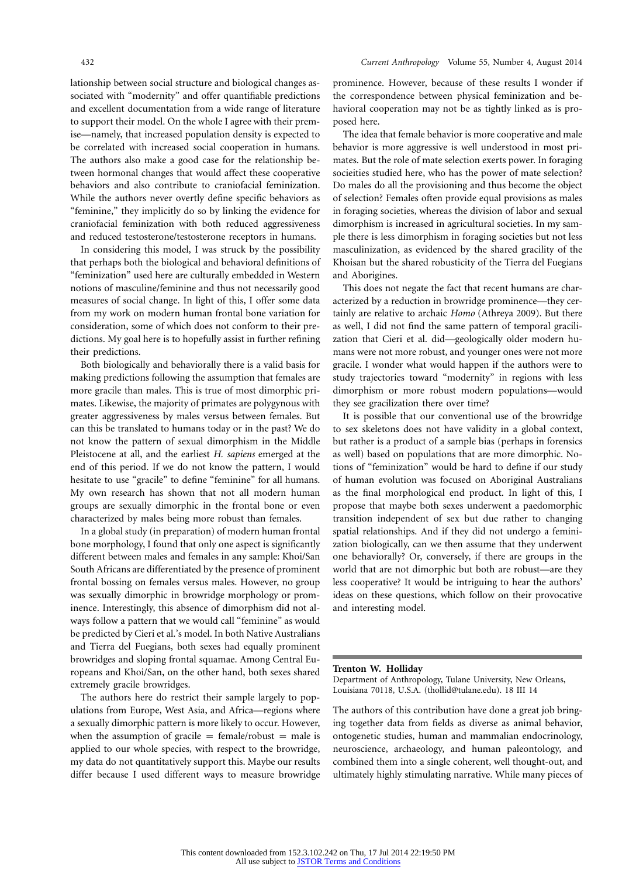lationship between social structure and biological changes associated with "modernity" and offer quantifiable predictions and excellent documentation from a wide range of literature to support their model. On the whole I agree with their premise—namely, that increased population density is expected to be correlated with increased social cooperation in humans. The authors also make a good case for the relationship between hormonal changes that would affect these cooperative behaviors and also contribute to craniofacial feminization. While the authors never overtly define specific behaviors as "feminine," they implicitly do so by linking the evidence for craniofacial feminization with both reduced aggressiveness and reduced testosterone/testosterone receptors in humans.

In considering this model, I was struck by the possibility that perhaps both the biological and behavioral definitions of "feminization" used here are culturally embedded in Western notions of masculine/feminine and thus not necessarily good measures of social change. In light of this, I offer some data from my work on modern human frontal bone variation for consideration, some of which does not conform to their predictions. My goal here is to hopefully assist in further refining their predictions.

Both biologically and behaviorally there is a valid basis for making predictions following the assumption that females are more gracile than males. This is true of most dimorphic primates. Likewise, the majority of primates are polygynous with greater aggressiveness by males versus between females. But can this be translated to humans today or in the past? We do not know the pattern of sexual dimorphism in the Middle Pleistocene at all, and the earliest *H. sapiens* emerged at the end of this period. If we do not know the pattern, I would hesitate to use "gracile" to define "feminine" for all humans. My own research has shown that not all modern human groups are sexually dimorphic in the frontal bone or even characterized by males being more robust than females.

In a global study (in preparation) of modern human frontal bone morphology, I found that only one aspect is significantly different between males and females in any sample: Khoi/San South Africans are differentiated by the presence of prominent frontal bossing on females versus males. However, no group was sexually dimorphic in browridge morphology or prominence. Interestingly, this absence of dimorphism did not always follow a pattern that we would call "feminine" as would be predicted by Cieri et al.'s model. In both Native Australians and Tierra del Fuegians, both sexes had equally prominent browridges and sloping frontal squamae. Among Central Europeans and Khoi/San, on the other hand, both sexes shared extremely gracile browridges.

The authors here do restrict their sample largely to populations from Europe, West Asia, and Africa—regions where a sexually dimorphic pattern is more likely to occur. However, when the assumption of gracile = female/robust = male is applied to our whole species, with respect to the browridge, my data do not quantitatively support this. Maybe our results differ because I used different ways to measure browridge prominence. However, because of these results I wonder if the correspondence between physical feminization and behavioral cooperation may not be as tightly linked as is proposed here.

The idea that female behavior is more cooperative and male behavior is more aggressive is well understood in most primates. But the role of mate selection exerts power. In foraging socieities studied here, who has the power of mate selection? Do males do all the provisioning and thus become the object of selection? Females often provide equal provisions as males in foraging societies, whereas the division of labor and sexual dimorphism is increased in agricultural societies. In my sample there is less dimorphism in foraging societies but not less masculinization, as evidenced by the shared gracility of the Khoisan but the shared robusticity of the Tierra del Fuegians and Aborigines.

This does not negate the fact that recent humans are characterized by a reduction in browridge prominence—they certainly are relative to archaic *Homo* (Athreya 2009). But there as well, I did not find the same pattern of temporal gracilization that Cieri et al. did—geologically older modern humans were not more robust, and younger ones were not more gracile. I wonder what would happen if the authors were to study trajectories toward "modernity" in regions with less dimorphism or more robust modern populations—would they see gracilization there over time?

It is possible that our conventional use of the browridge to sex skeletons does not have validity in a global context, but rather is a product of a sample bias (perhaps in forensics as well) based on populations that are more dimorphic. Notions of "feminization" would be hard to define if our study of human evolution was focused on Aboriginal Australians as the final morphological end product. In light of this, I propose that maybe both sexes underwent a paedomorphic transition independent of sex but due rather to changing spatial relationships. And if they did not undergo a feminization biologically, can we then assume that they underwent one behaviorally? Or, conversely, if there are groups in the world that are not dimorphic but both are robust—are they less cooperative? It would be intriguing to hear the authors' ideas on these questions, which follow on their provocative and interesting model.

**Trenton W. Holliday**

Department of Anthropology, Tulane University, New Orleans, Louisiana 70118, U.S.A. (thollid@tulane.edu). 18 III 14

The authors of this contribution have done a great job bringing together data from fields as diverse as animal behavior, ontogenetic studies, human and mammalian endocrinology, neuroscience, archaeology, and human paleontology, and combined them into a single coherent, well thought-out, and ultimately highly stimulating narrative. While many pieces of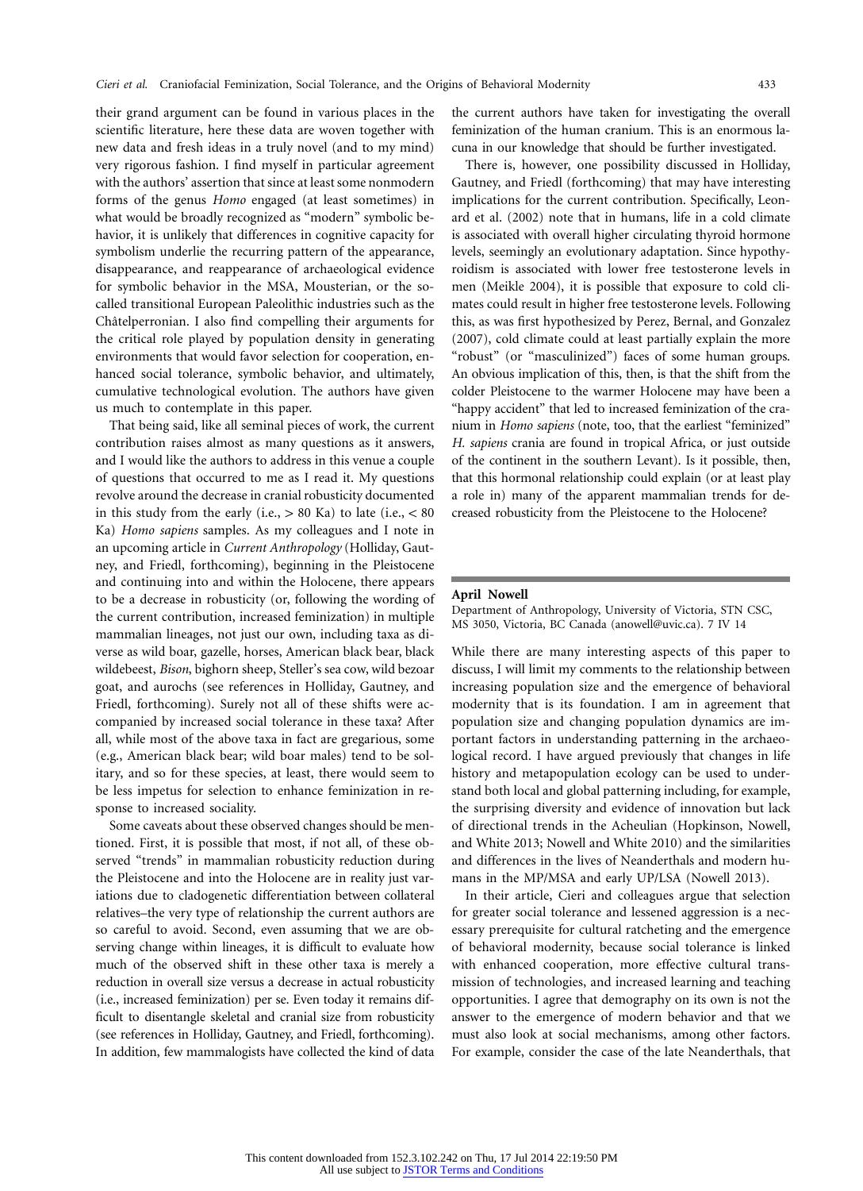their grand argument can be found in various places in the scientific literature, here these data are woven together with new data and fresh ideas in a truly novel (and to my mind) very rigorous fashion. I find myself in particular agreement with the authors' assertion that since at least some nonmodern forms of the genus *Homo* engaged (at least sometimes) in what would be broadly recognized as "modern" symbolic behavior, it is unlikely that differences in cognitive capacity for symbolism underlie the recurring pattern of the appearance, disappearance, and reappearance of archaeological evidence for symbolic behavior in the MSA, Mousterian, or the so-called transitional European Paleolithic industries such as the Châtelperronian. I also find compelling their arguments for the critical role played by population density in generating environments that would favor selection for cooperation, enhanced social tolerance, symbolic behavior, and ultimately, cumulative technological evolution. The authors have given us much to contemplate in this paper.

That being said, like all seminal pieces of work, the current contribution raises almost as many questions as it answers, and I would like the authors to address in this venue a couple of questions that occurred to me as I read it. My questions revolve around the decrease in cranial robusticity documented in this study from the early (i.e., > 80 Ka) to late (i.e., < 80 Ka) *Homo sapiens* samples. As my colleagues and I note in an upcoming article in *Current Anthropology* (Holliday, Gautney, and Friedl, forthcoming), beginning in the Pleistocene and continuing into and within the Holocene, there appears to be a decrease in robusticity (or, following the wording of the current contribution, increased feminization) in multiple mammalian lineages, not just our own, including taxa as diverse as wild boar, gazelle, horses, American black bear, black wildebeest, *Bison*, bighorn sheep, Steller's sea cow, wild bezoar goat, and aurochs (see references in Holliday, Gautney, and Friedl, forthcoming). Surely not all of these shifts were accompanied by increased social tolerance in these taxa? After all, while most of the above taxa in fact are gregarious, some (e.g., American black bear; wild boar males) tend to be solitary, and so for these species, at least, there would seem to be less impetus for selection to enhance feminization in response to increased sociality.

Some caveats about these observed changes should be mentioned. First, it is possible that most, if not all, of these observed "trends" in mammalian robusticity reduction during the Pleistocene and into the Holocene are in reality just variations due to cladogenetic differentiation between collateral relatives–the very type of relationship the current authors are so careful to avoid. Second, even assuming that we are observing change within lineages, it is difficult to evaluate how much of the observed shift in these other taxa is merely a reduction in overall size versus a decrease in actual robusticity (i.e., increased feminization) per se. Even today it remains difficult to disentangle skeletal and cranial size from robusticity (see references in Holliday, Gautney, and Friedl, forthcoming). In addition, few mammalogists have collected the kind of data the current authors have taken for investigating the overall feminization of the human cranium. This is an enormous lacuna in our knowledge that should be further investigated.

There is, however, one possibility discussed in Holliday, Gautney, and Friedl (forthcoming) that may have interesting implications for the current contribution. Specifically, Leonard et al. (2002) note that in humans, life in a cold climate is associated with overall higher circulating thyroid hormone levels, seemingly an evolutionary adaptation. Since hypothyroidism is associated with lower free testosterone levels in men (Meikle 2004), it is possible that exposure to cold climates could result in higher free testosterone levels. Following this, as was first hypothesized by Perez, Bernal, and Gonzalez (2007), cold climate could at least partially explain the more "robust" (or "masculinized") faces of some human groups. An obvious implication of this, then, is that the shift from the colder Pleistocene to the warmer Holocene may have been a "happy accident" that led to increased feminization of the cranium in *Homo sapiens* (note, too, that the earliest "feminized" *H. sapiens* crania are found in tropical Africa, or just outside of the continent in the southern Levant). Is it possible, then, that this hormonal relationship could explain (or at least play a role in) many of the apparent mammalian trends for decreased robusticity from the Pleistocene to the Holocene?

## April Nowell

Department of Anthropology, University of Victoria, STN CSC, MS 3050, Victoria, BC Canada (anowell@uvic.ca). 7 IV 14

While there are many interesting aspects of this paper to discuss, I will limit my comments to the relationship between increasing population size and the emergence of behavioral modernity that is its foundation. I am in agreement that population size and changing population dynamics are important factors in understanding patterning in the archaeological record. I have argued previously that changes in life history and metapopulation ecology can be used to understand both local and global patterning including, for example, the surprising diversity and evidence of innovation but lack of directional trends in the Acheulian (Hopkinson, Nowell, and White 2013; Nowell and White 2010) and the similarities and differences in the lives of Neanderthals and modern humans in the MP/MSA and early UP/LSA (Nowell 2013).

In their article, Cieri and colleagues argue that selection for greater social tolerance and lessened aggression is a necessary prerequisite for cultural ratcheting and the emergence of behavioral modernity, because social tolerance is linked with enhanced cooperation, more effective cultural transmission of technologies, and increased learning and teaching opportunities. I agree that demography on its own is not the answer to the emergence of modern behavior and that we must also look at social mechanisms, among other factors. For example, consider the case of the late Neanderthals, that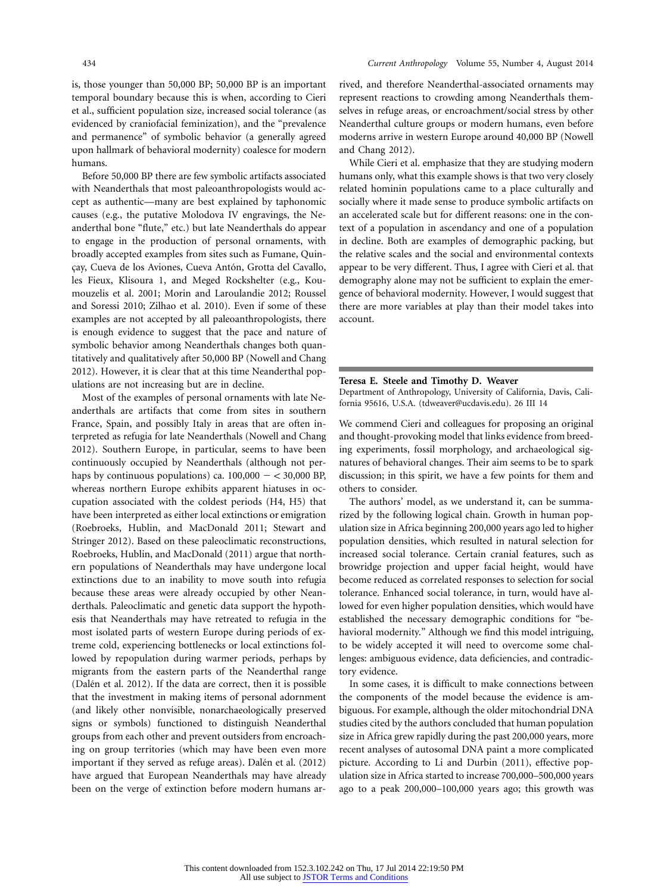is, those younger than 50,000 BP; 50,000 BP is an important temporal boundary because this is when, according to Cieri et al., sufficient population size, increased social tolerance (as evidenced by craniofacial feminization), and the "prevalence and permanence" of symbolic behavior (a generally agreed upon hallmark of behavioral modernity) coalesce for modern humans.

Before 50,000 BP there are few symbolic artifacts associated with Neanderthals that most paleoanthropologists would accept as authentic—many are best explained by taphonomic causes (e.g., the putative Molodova IV engravings, the Neanderthal bone "flute," etc.) but late Neanderthals do appear to engage in the production of personal ornaments, with broadly accepted examples from sites such as Fumane, Quinçay, Cueva de los Aviones, Cueva Antón, Grotta del Cavallo, les Fieux, Klisoura 1, and Meged Rockshelter (e.g., Koumouzelis et al. 2001; Morin and Laroulandie 2012; Roussel and Soressi 2010; Zilhao et al. 2010). Even if some of these examples are not accepted by all paleoanthropologists, there is enough evidence to suggest that the pace and nature of symbolic behavior among Neanderthals changes both quantitatively and qualitatively after 50,000 BP (Nowell and Chang 2012). However, it is clear that at this time Neanderthal populations are not increasing but are in decline.

Most of the examples of personal ornaments with late Neanderthals are artifacts that come from sites in southern France, Spain, and possibly Italy in areas that are often interpreted as refugia for late Neanderthals (Nowell and Chang 2012). Southern Europe, in particular, seems to have been continuously occupied by Neanderthals (although not perhaps by continuous populations) ca. 100,000 − < 30,000 BP, whereas northern Europe exhibits apparent hiatuses in occupation associated with the coldest periods (H4, H5) that have been interpreted as either local extinctions or emigration (Roebroeks, Hublin, and MacDonald 2011; Stewart and Stringer 2012). Based on these paleoclimatic reconstructions, Roebroeks, Hublin, and MacDonald (2011) argue that northern populations of Neanderthals may have undergone local extinctions due to an inability to move south into refugia because these areas were already occupied by other Neanderthals. Paleoclimatic and genetic data support the hypothesis that Neanderthals may have retreated to refugia in the most isolated parts of western Europe during periods of extreme cold, experiencing bottlenecks or local extinctions followed by repopulation during warmer periods, perhaps by migrants from the eastern parts of the Neanderthal range (Dalén et al. 2012). If the data are correct, then it is possible that the investment in making items of personal adornment (and likely other nonvisible, nonarchaeologically preserved signs or symbols) functioned to distinguish Neanderthal groups from each other and prevent outsiders from encroaching on group territories (which may have been even more important if they served as refuge areas). Dalén et al. (2012) have argued that European Neanderthals may have already been on the verge of extinction before modern humans arrived, and therefore Neanderthal-associated ornaments may represent reactions to crowding among Neanderthals themselves in refuge areas, or encroachment/social stress by other Neanderthal culture groups or modern humans, even before moderns arrive in western Europe around 40,000 BP (Nowell and Chang 2012).

While Cieri et al. emphasize that they are studying modern humans only, what this example shows is that two very closely related hominin populations came to a place culturally and socially where it made sense to produce symbolic artifacts on an accelerated scale but for different reasons: one in the context of a population in ascendancy and one of a population in decline. Both are examples of demographic packing, but the relative scales and the social and environmental contexts appear to be very different. Thus, I agree with Cieri et al. that demography alone may not be sufficient to explain the emergence of behavioral modernity. However, I would suggest that there are more variables at play than their model takes into account.

**Teresa E. Steele and Timothy D. Weaver**
Department of Anthropology, University of California, Davis, California 95616, U.S.A. (tdweaver@ucdavis.edu). 26 III 14

We commend Cieri and colleagues for proposing an original and thought-provoking model that links evidence from breeding experiments, fossil morphology, and archaeological signatures of behavioral changes. Their aim seems to be to spark discussion; in this spirit, we have a few points for them and others to consider.

The authors' model, as we understand it, can be summarized by the following logical chain. Growth in human population size in Africa beginning 200,000 years ago led to higher population densities, which resulted in natural selection for increased social tolerance. Certain cranial features, such as browridge projection and upper facial height, would have become reduced as correlated responses to selection for social tolerance. Enhanced social tolerance, in turn, would have allowed for even higher population densities, which would have established the necessary demographic conditions for "behavioral modernity." Although we find this model intriguing, to be widely accepted it will need to overcome some challenges: ambiguous evidence, data deficiencies, and contradictory evidence.

In some cases, it is difficult to make connections between the components of the model because the evidence is ambiguous. For example, although the older mitochondrial DNA studies cited by the authors concluded that human population size in Africa grew rapidly during the past 200,000 years, more recent analyses of autosomal DNA paint a more complicated picture. According to Li and Durbin (2011), effective population size in Africa started to increase 700,000–500,000 years ago to a peak 200,000–100,000 years ago; this growth was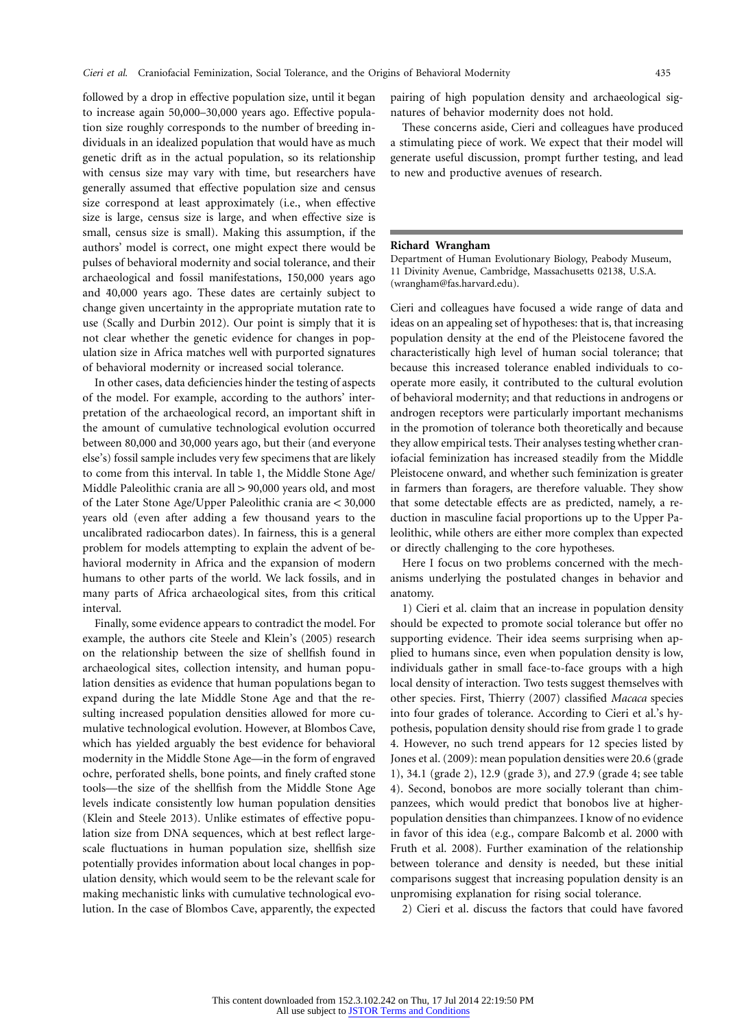followed by a drop in effective population size, until it began to increase again 50,000–30,000 years ago. Effective population size roughly corresponds to the number of breeding individuals in an idealized population that would have as much genetic drift as in the actual population, so its relationship with census size may vary with time, but researchers have generally assumed that effective population size and census size correspond at least approximately (i.e., when effective size is large, census size is large, and when effective size is small, census size is small). Making this assumption, if the authors' model is correct, one might expect there would be pulses of behavioral modernity and social tolerance, and their archaeological and fossil manifestations, 150,000 years ago and 40,000 years ago. These dates are certainly subject to change given uncertainty in the appropriate mutation rate to use (Scally and Durbin 2012). Our point is simply that it is not clear whether the genetic evidence for changes in population size in Africa matches well with purported signatures of behavioral modernity or increased social tolerance.

In other cases, data deficiencies hinder the testing of aspects of the model. For example, according to the authors' interpretation of the archaeological record, an important shift in the amount of cumulative technological evolution occurred between 80,000 and 30,000 years ago, but their (and everyone else's) fossil sample includes very few specimens that are likely to come from this interval. In table 1, the Middle Stone Age/Middle Paleolithic crania are all > 90,000 years old, and most of the Later Stone Age/Upper Paleolithic crania are < 30,000 years old (even after adding a few thousand years to the uncalibrated radiocarbon dates). In fairness, this is a general problem for models attempting to explain the advent of behavioral modernity in Africa and the expansion of modern humans to other parts of the world. We lack fossils, and in many parts of Africa archaeological sites, from this critical interval.

Finally, some evidence appears to contradict the model. For example, the authors cite Steele and Klein's (2005) research on the relationship between the size of shellfish found in archaeological sites, collection intensity, and human population densities as evidence that human populations began to expand during the late Middle Stone Age and that the resulting increased population densities allowed for more cumulative technological evolution. However, at Blombos Cave, which has yielded arguably the best evidence for behavioral modernity in the Middle Stone Age—in the form of engraved ochre, perforated shells, bone points, and finely crafted stone tools—the size of the shellfish from the Middle Stone Age levels indicate consistently low human population densities (Klein and Steele 2013). Unlike estimates of effective population size from DNA sequences, which at best reflect large-scale fluctuations in human population size, shellfish size potentially provides information about local changes in population density, which would seem to be the relevant scale for making mechanistic links with cumulative technological evolution. In the case of Blombos Cave, apparently, the expected pairing of high population density and archaeological signatures of behavior modernity does not hold.

These concerns aside, Cieri and colleagues have produced a stimulating piece of work. We expect that their model will generate useful discussion, prompt further testing, and lead to new and productive avenues of research.

**Richard Wrangham**
Department of Human Evolutionary Biology, Peabody Museum, 11 Divinity Avenue, Cambridge, Massachusetts 02138, U.S.A. (wrangham@fas.harvard.edu).

Cieri and colleagues have focused a wide range of data and ideas on an appealing set of hypotheses: that is, that increasing population density at the end of the Pleistocene favored the characteristically high level of human social tolerance; that because this increased tolerance enabled individuals to cooperate more easily, it contributed to the cultural evolution of behavioral modernity; and that reductions in androgens or androgen receptors were particularly important mechanisms in the promotion of tolerance both theoretically and because they allow empirical tests. Their analyses testing whether craniofacial feminization has increased steadily from the Middle Pleistocene onward, and whether such feminization is greater in farmers than foragers, are therefore valuable. They show that some detectable effects are as predicted, namely, a reduction in masculine facial proportions up to the Upper Paleolithic, while others are either more complex than expected or directly challenging to the core hypotheses.

Here I focus on two problems concerned with the mechanisms underlying the postulated changes in behavior and anatomy.

1) Cieri et al. claim that an increase in population density should be expected to promote social tolerance but offer no supporting evidence. Their idea seems surprising when applied to humans since, even when population density is low, individuals gather in small face-to-face groups with a high local density of interaction. Two tests suggest themselves with other species. First, Thierry (2007) classified *Macaca* species into four grades of tolerance. According to Cieri et al.'s hypothesis, population density should rise from grade 1 to grade 4. However, no such trend appears for 12 species listed by Jones et al. (2009): mean population densities were 20.6 (grade 1), 34.1 (grade 2), 12.9 (grade 3), and 27.9 (grade 4; see table 4). Second, bonobos are more socially tolerant than chimpanzees, which would predict that bonobos live at higher-population densities than chimpanzees. I know of no evidence in favor of this idea (e.g., compare Balcomb et al. 2000 with Fruth et al. 2008). Further examination of the relationship between tolerance and density is needed, but these initial comparisons suggest that increasing population density is an unpromising explanation for rising social tolerance.

2) Cieri et al. discuss the factors that could have favored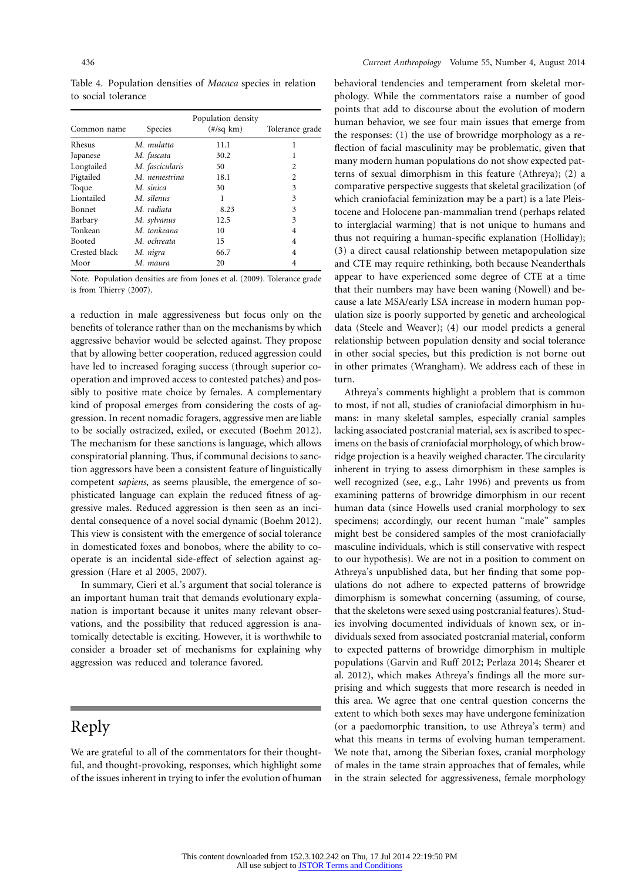Table 4. Population densities of *Macaca* species in relation to social tolerance

| Common name | Species | Population density (#/sq km) | Tolerance grade |
|---|---|---|---|
| Rhesus | *M. mulatta* | 11.1 | 1 |
| Japanese | *M. fuscata* | 30.2 | 1 |
| Longtailed | *M. fascicularis* | 50 | 2 |
| Pigtailed | *M. nemestrina* | 18.1 | 2 |
| Toque | *M. sinica* | 30 | 3 |
| Liontailed | *M. silenus* | 1 | 3 |
| Bonnet | *M. radiata* | 8.23 | 3 |
| Barbary | *M. sylvanus* | 12.5 | 3 |
| Tonkean | *M. tonkeana* | 10 | 4 |
| Booted | *M. ochreata* | 15 | 4 |
| Crested black | *M. nigra* | 66.7 | 4 |
| Moor | *M. maura* | 20 | 4 |

Note. Population densities are from Jones et al. (2009). Tolerance grade is from Thierry (2007).

a reduction in male aggressiveness but focus only on the benefits of tolerance rather than on the mechanisms by which aggressive behavior would be selected against. They propose that by allowing better cooperation, reduced aggression could have led to increased foraging success (through superior cooperation and improved access to contested patches) and possibly to positive mate choice by females. A complementary kind of proposal emerges from considering the costs of aggression. In recent nomadic foragers, aggressive men are liable to be socially ostracized, exiled, or executed (Boehm 2012). The mechanism for these sanctions is language, which allows conspiratorial planning. Thus, if communal decisions to sanction aggressors have been a consistent feature of linguistically competent *sapiens*, as seems plausible, the emergence of sophisticated language can explain the reduced fitness of aggressive males. Reduced aggression is then seen as an incidental consequence of a novel social dynamic (Boehm 2012). This view is consistent with the emergence of social tolerance in domesticated foxes and bonobos, where the ability to cooperate is an incidental side-effect of selection against aggression (Hare et al 2005, 2007).

In summary, Cieri et al.'s argument that social tolerance is an important human trait that demands evolutionary explanation is important because it unites many relevant observations, and the possibility that reduced aggression is anatomically detectable is exciting. However, it is worthwhile to consider a broader set of mechanisms for explaining why aggression was reduced and tolerance favored.

## Reply

We are grateful to all of the commentators for their thoughtful, and thought-provoking, responses, which highlight some of the issues inherent in trying to infer the evolution of human behavioral tendencies and temperament from skeletal morphology. While the commentators raise a number of good points that add to discourse about the evolution of modern human behavior, we see four main issues that emerge from the responses: (1) the use of browridge morphology as a reflection of facial masculinity may be problematic, given that many modern human populations do not show expected patterns of sexual dimorphism in this feature (Athreya); (2) a comparative perspective suggests that skeletal gracilization (of which craniofacial feminization may be a part) is a late Pleistocene and Holocene pan-mammalian trend (perhaps related to interglacial warming) that is not unique to humans and thus not requiring a human-specific explanation (Holliday); (3) a direct causal relationship between metapopulation size and CTE may require rethinking, both because Neanderthals appear to have experienced some degree of CTE at a time that their numbers may have been waning (Nowell) and because a late MSA/early LSA increase in modern human population size is poorly supported by genetic and archeological data (Steele and Weaver); (4) our model predicts a general relationship between population density and social tolerance in other social species, but this prediction is not borne out in other primates (Wrangham). We address each of these in turn.

Athreya's comments highlight a problem that is common to most, if not all, studies of craniofacial dimorphism in humans: in many skeletal samples, especially cranial samples lacking associated postcranial material, sex is ascribed to specimens on the basis of craniofacial morphology, of which browridge projection is a heavily weighed character. The circularity inherent in trying to assess dimorphism in these samples is well recognized (see, e.g., Lahr 1996) and prevents us from examining patterns of browridge dimorphism in our recent human data (since Howells used cranial morphology to sex specimens; accordingly, our recent human "male" samples might best be considered samples of the most craniofacially masculine individuals, which is still conservative with respect to our hypothesis). We are not in a position to comment on Athreya's unpublished data, but her finding that some populations do not adhere to expected patterns of browridge dimorphism is somewhat concerning (assuming, of course, that the skeletons were sexed using postcranial features). Studies involving documented individuals of known sex, or individuals sexed from associated postcranial material, conform to expected patterns of browridge dimorphism in multiple populations (Garvin and Ruff 2012; Perlaza 2014; Shearer et al. 2012), which makes Athreya's findings all the more surprising and which suggests that more research is needed in this area. We agree that one central question concerns the extent to which both sexes may have undergone feminization (or a paedomorphic transition, to use Athreya's term) and what this means in terms of evolving human temperament. We note that, among the Siberian foxes, cranial morphology of males in the tame strain approaches that of females, while in the strain selected for aggressiveness, female morphology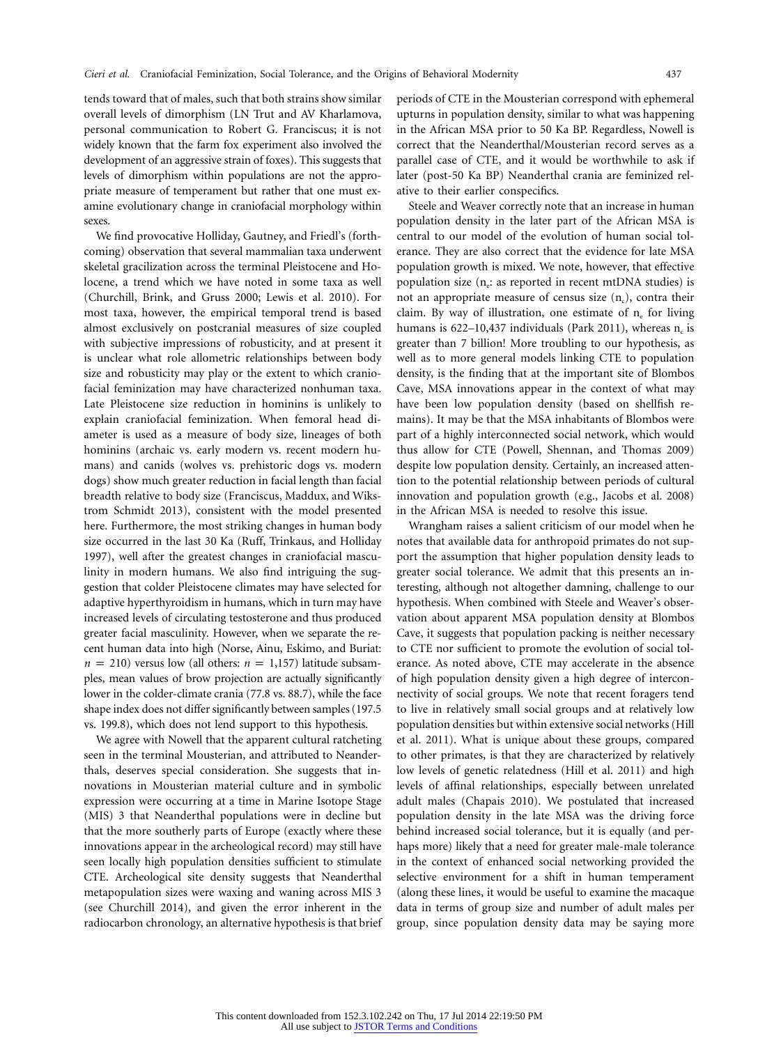tends toward that of males, such that both strains show similar overall levels of dimorphism (LN Trut and AV Kharlamova, personal communication to Robert G. Franciscus; it is not widely known that the farm fox experiment also involved the development of an aggressive strain of foxes). This suggests that levels of dimorphism within populations are not the appropriate measure of temperament but rather that one must examine evolutionary change in craniofacial morphology within sexes.

We find provocative Holliday, Gautney, and Friedl's (forthcoming) observation that several mammalian taxa underwent skeletal gracilization across the terminal Pleistocene and Holocene, a trend which we have noted in some taxa as well (Churchill, Brink, and Gruss 2000; Lewis et al. 2010). For most taxa, however, the empirical temporal trend is based almost exclusively on postcranial measures of size coupled with subjective impressions of robusticity, and at present it is unclear what role allometric relationships between body size and robusticity may play or the extent to which craniofacial feminization may have characterized nonhuman taxa. Late Pleistocene size reduction in hominins is unlikely to explain craniofacial feminization. When femoral head diameter is used as a measure of body size, lineages of both hominins (archaic vs. early modern vs. recent modern humans) and canids (wolves vs. prehistoric dogs vs. modern dogs) show much greater reduction in facial length than facial breadth relative to body size (Franciscus, Maddux, and Wikstrom Schmidt 2013), consistent with the model presented here. Furthermore, the most striking changes in human body size occurred in the last 30 Ka (Ruff, Trinkaus, and Holliday 1997), well after the greatest changes in craniofacial masculinity in modern humans. We also find intriguing the suggestion that colder Pleistocene climates may have selected for adaptive hyperthyroidism in humans, which in turn may have increased levels of circulating testosterone and thus produced greater facial masculinity. However, when we separate the recent human data into high (Norse, Ainu, Eskimo, and Buriat: $n = 210$) versus low (all others: $n = 1{,}157$) latitude subsamples, mean values of brow projection are actually significantly lower in the colder-climate crania (77.8 vs. 88.7), while the face shape index does not differ significantly between samples (197.5 vs. 199.8), which does not lend support to this hypothesis.

We agree with Nowell that the apparent cultural ratcheting seen in the terminal Mousterian, and attributed to Neanderthals, deserves special consideration. She suggests that innovations in Mousterian material culture and in symbolic expression were occurring at a time in Marine Isotope Stage (MIS) 3 that Neanderthal populations were in decline but that the more southerly parts of Europe (exactly where these innovations appear in the archeological record) may still have seen locally high population densities sufficient to stimulate CTE. Archeological site density suggests that Neanderthal metapopulation sizes were waxing and waning across MIS 3 (see Churchill 2014), and given the error inherent in the radiocarbon chronology, an alternative hypothesis is that brief periods of CTE in the Mousterian correspond with ephemeral upturns in population density, similar to what was happening in the African MSA prior to 50 Ka BP. Regardless, Nowell is correct that the Neanderthal/Mousterian record serves as a parallel case of CTE, and it would be worthwhile to ask if later (post-50 Ka BP) Neanderthal crania are feminized relative to their earlier conspecifics.

Steele and Weaver correctly note that an increase in human population density in the later part of the African MSA is central to our model of the evolution of human social tolerance. They are also correct that the evidence for late MSA population growth is mixed. We note, however, that effective population size ($n_e$: as reported in recent mtDNA studies) is not an appropriate measure of census size ($n_c$), contra their claim. By way of illustration, one estimate of $n_e$ for living humans is 622–10,437 individuals (Park 2011), whereas $n_c$ is greater than 7 billion! More troubling to our hypothesis, as well as to more general models linking CTE to population density, is the finding that at the important site of Blombos Cave, MSA innovations appear in the context of what may have been low population density (based on shellfish remains). It may be that the MSA inhabitants of Blombos were part of a highly interconnected social network, which would thus allow for CTE (Powell, Shennan, and Thomas 2009) despite low population density. Certainly, an increased attention to the potential relationship between periods of cultural innovation and population growth (e.g., Jacobs et al. 2008) in the African MSA is needed to resolve this issue.

Wrangham raises a salient criticism of our model when he notes that available data for anthropoid primates do not support the assumption that higher population density leads to greater social tolerance. We admit that this presents an interesting, although not altogether damning, challenge to our hypothesis. When combined with Steele and Weaver's observation about apparent MSA population density at Blombos Cave, it suggests that population packing is neither necessary to CTE nor sufficient to promote the evolution of social tolerance. As noted above, CTE may accelerate in the absence of high population density given a high degree of interconnectivity of social groups. We note that recent foragers tend to live in relatively small social groups and at relatively low population densities but within extensive social networks (Hill et al. 2011). What is unique about these groups, compared to other primates, is that they are characterized by relatively low levels of genetic relatedness (Hill et al. 2011) and high levels of affinal relationships, especially between unrelated adult males (Chapais 2010). We postulated that increased population density in the late MSA was the driving force behind increased social tolerance, but it is equally (and perhaps more) likely that a need for greater male-male tolerance in the context of enhanced social networking provided the selective environment for a shift in human temperament (along these lines, it would be useful to examine the macaque data in terms of group size and number of adult males per group, since population density data may be saying more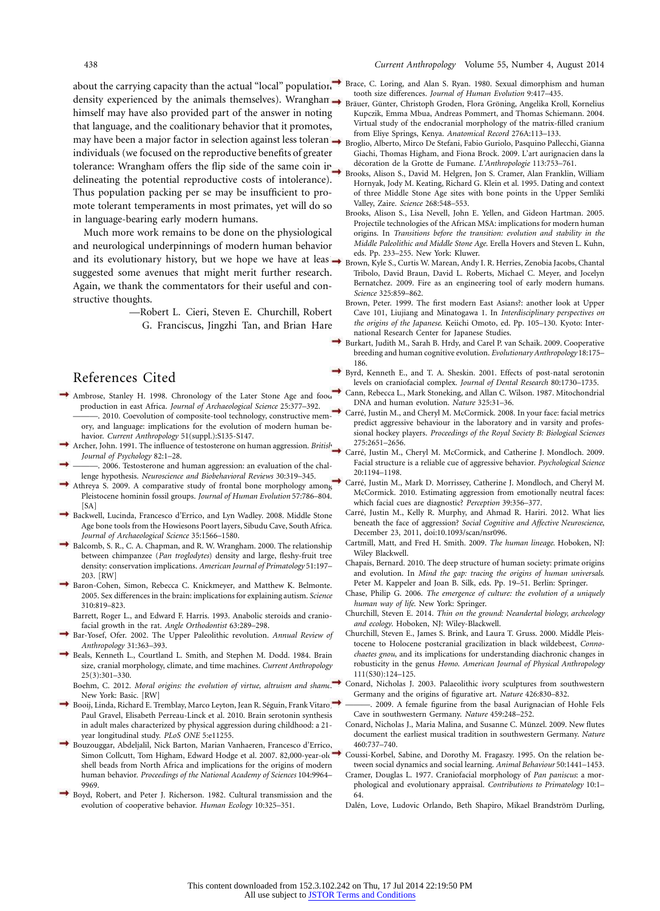about the carrying capacity than the actual "local" population density experienced by the animals themselves). Wrangham himself may have also provided part of the answer in noting that language, and the coalitionary behavior that it promotes, may have been a major factor in selection against less tolerant individuals (we focused on the reproductive benefits of greater tolerance: Wrangham offers the flip side of the same coin in delineating the potential reproductive costs of intolerance). Thus population packing per se may be insufficient to promote tolerant temperaments in most primates, yet will do so in language-bearing early modern humans.

Much more work remains to be done on the physiological and neurological underpinnings of modern human behavior and its evolutionary history, but we hope we have at least suggested some avenues that might merit further research. Again, we thank the commentators for their useful and constructive thoughts.

—Robert L. Cieri, Steven E. Churchill, Robert G. Franciscus, Jingzhi Tan, and Brian Hare

## References Cited

Ambrose, Stanley H. 1998. Chronology of the Later Stone Age and food production in east Africa. *Journal of Archaeological Science* 25:377–392.

———. 2010. Coevolution of composite-tool technology, constructive memory, and language: implications for the evolution of modern human behavior. *Current Anthropology* 51(suppl.):S135-S147.

Archer, John. 1991. The influence of testosterone on human aggression. *British Journal of Psychology* 82:1–28.

———. 2006. Testosterone and human aggression: an evaluation of the challenge hypothesis. *Neuroscience and Biobehavioral Reviews* 30:319–345.

Athreya S. 2009. A comparative study of frontal bone morphology among Pleistocene hominin fossil groups. *Journal of Human Evolution* 57:786–804. [SA]

Backwell, Lucinda, Francesco d'Errico, and Lyn Wadley. 2008. Middle Stone Age bone tools from the Howiesons Poort layers, Sibudu Cave, South Africa. *Journal of Archaeological Science* 35:1566–1580.

Balcomb, S. R., C. A. Chapman, and R. W. Wrangham. 2000. The relationship between chimpanzee (*Pan troglodytes*) density and large, fleshy-fruit tree density: conservation implications. *American Journal of Primatology* 51:197–203. [RW]

Baron-Cohen, Simon, Rebecca C. Knickmeyer, and Matthew K. Belmonte. 2005. Sex differences in the brain: implications for explaining autism. *Science* 310:819–823.

Barrett, Roger L., and Edward F. Harris. 1993. Anabolic steroids and craniofacial growth in the rat. *Angle Orthodontist* 63:289–298.

Bar-Yosef, Ofer. 2002. The Upper Paleolithic revolution. *Annual Review of Anthropology* 31:363–393.

Beals, Kenneth L., Courtland L. Smith, and Stephen M. Dodd. 1984. Brain size, cranial morphology, climate, and time machines. *Current Anthropology* 25(3):301–330.

Boehm, C. 2012. *Moral origins: the evolution of virtue, altruism and shame.* New York: Basic. [RW]

Booij, Linda, Richard E. Tremblay, Marco Leyton, Jean R. Séguin, Frank Vitaro, Paul Gravel, Elisabeth Perreau-Linck et al. 2010. Brain serotonin synthesis in adult males characterized by physical aggression during childhood: a 21-year longitudinal study. *PLoS ONE* 5:e11255.

Bouzouggar, Abdeljalil, Nick Barton, Marian Vanhaeren, Francesco d'Errico, Simon Collcutt, Tom Higham, Edward Hodge et al. 2007. 82,000-year-old shell beads from North Africa and implications for the origins of modern human behavior. *Proceedings of the National Academy of Sciences* 104:9964–9969.

Boyd, Robert, and Peter J. Richerson. 1982. Cultural transmission and the evolution of cooperative behavior. *Human Ecology* 10:325–351.

Brace, C. Loring, and Alan S. Ryan. 1980. Sexual dimorphism and human tooth size differences. *Journal of Human Evolution* 9:417–435.

Bräuer, Günter, Christoph Groden, Flora Gröning, Angelika Kroll, Kornelius Kupczik, Emma Mbua, Andreas Pommert, and Thomas Schiemann. 2004. Virtual study of the endocranial morphology of the matrix-filled cranium from Eliye Springs, Kenya. *Anatomical Record* 276A:113–133.

Broglio, Alberto, Mirco De Stefani, Fabio Gurioli, Pasquino Pallecchi, Gianna Giachi, Thomas Higham, and Fiona Brock. 2009. L'art aurignacien dans la décoration de la Grotte de Fumane. *L'Anthropologie* 113:753–761.

Brooks, Alison S., David M. Helgren, Jon S. Cramer, Alan Franklin, William Hornyak, Jody M. Keating, Richard G. Klein et al. 1995. Dating and context of three Middle Stone Age sites with bone points in the Upper Semliki Valley, Zaire. *Science* 268:548–553.

Brooks, Alison S., Lisa Nevell, John E. Yellen, and Gideon Hartman. 2005. Projectile technologies of the African MSA: implications for modern human origins. In *Transitions before the transition: evolution and stability in the Middle Paleolithic and Middle Stone Age.* Erella Hovers and Steven L. Kuhn, eds. Pp. 233–255. New York: Kluwer.

Brown, Kyle S., Curtis W. Marean, Andy I. R. Herries, Zenobia Jacobs, Chantal Tribolo, David Braun, David L. Roberts, Michael C. Meyer, and Jocelyn Bernatchez. 2009. Fire as an engineering tool of early modern humans. *Science* 325:859–862.

Brown, Peter. 1999. The first modern East Asians?: another look at Upper Cave 101, Liujiang and Minatogawa 1. In *Interdisciplinary perspectives on the origins of the Japanese.* Keiichi Omoto, ed. Pp. 105–130. Kyoto: International Research Center for Japanese Studies.

Burkart, Judith M., Sarah B. Hrdy, and Carel P. van Schaik. 2009. Cooperative breeding and human cognitive evolution. *Evolutionary Anthropology* 18:175–186.

Byrd, Kenneth E., and T. A. Sheskin. 2001. Effects of post-natal serotonin levels on craniofacial complex. *Journal of Dental Research* 80:1730–1735.

Cann, Rebecca L., Mark Stoneking, and Allan C. Wilson. 1987. Mitochondrial DNA and human evolution. *Nature* 325:31–36.

Carré, Justin M., and Cheryl M. McCormick. 2008. In your face: facial metrics predict aggressive behaviour in the laboratory and in varsity and professional hockey players. *Proceedings of the Royal Society B: Biological Sciences* 275:2651–2656.

Carré, Justin M., Cheryl M. McCormick, and Catherine J. Mondloch. 2009. Facial structure is a reliable cue of aggressive behavior. *Psychological Science* 20:1194–1198.

Carré, Justin M., Mark D. Morrissey, Catherine J. Mondloch, and Cheryl M. McCormick. 2010. Estimating aggression from emotionally neutral faces: which facial cues are diagnostic? *Perception* 39:356–377.

Carré, Justin M., Kelly R. Murphy, and Ahmad R. Hariri. 2012. What lies beneath the face of aggression? *Social Cognitive and Affective Neuroscience,* December 23, 2011, doi:10.1093/scan/nsr096.

Cartmill, Matt, and Fred H. Smith. 2009. *The human lineage.* Hoboken, NJ: Wiley Blackwell.

Chapais, Bernard. 2010. The deep structure of human society: primate origins and evolution. In *Mind the gap: tracing the origins of human universals.* Peter M. Kappeler and Joan B. Silk, eds. Pp. 19–51. Berlin: Springer.

Chase, Philip G. 2006. *The emergence of culture: the evolution of a uniquely human way of life.* New York: Springer.

Churchill, Steven E. 2014. *Thin on the ground: Neandertal biology, archeology and ecology.* Hoboken, NJ: Wiley-Blackwell.

Churchill, Steven E., James S. Brink, and Laura T. Gruss. 2000. Middle Pleistocene to Holocene postcranial gracilization in black wildebeest, *Connochaetes gnou,* and its implications for understanding diachronic changes in robusticity in the genus *Homo. American Journal of Physical Anthropology* 111(S30):124–125.

Conard, Nicholas J. 2003. Palaeolithic ivory sculptures from southwestern Germany and the origins of figurative art. *Nature* 426:830–832.

———. 2009. A female figurine from the basal Aurignacian of Hohle Fels Cave in southwestern Germany. *Nature* 459:248–252.

Conard, Nicholas J., Maria Malina, and Susanne C. Münzel. 2009. New flutes document the earliest musical tradition in southwestern Germany. *Nature* 460:737–740.

Coussi-Korbel, Sabine, and Dorothy M. Fragaszy. 1995. On the relation between social dynamics and social learning. *Animal Behaviour* 50:1441–1453.

Cramer, Douglas L. 1977. Craniofacial morphology of *Pan paniscus*: a morphological and evolutionary appraisal. *Contributions to Primatology* 10:1–64.

Dalén, Love, Ludovic Orlando, Beth Shapiro, Mikael Brandström Durling,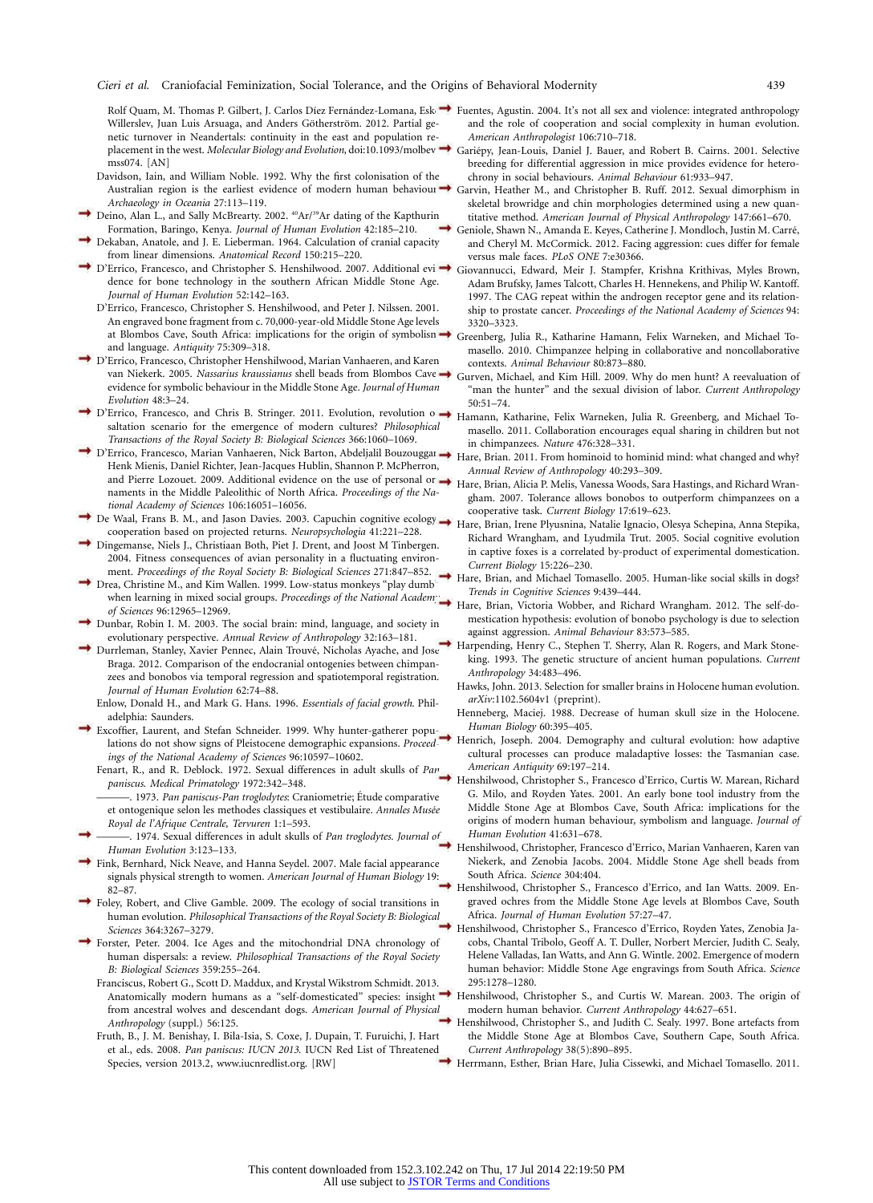Rolf Quam, M. Thomas P. Gilbert, J. Carlos Díez Fernández-Lomana, Eske Willerslev, Juan Luis Arsuaga, and Anders Götherström. 2012. Partial genetic turnover in Neandertals: continuity in the east and population replacement in the west. *Molecular Biology and Evolution*, doi:10.1093/molbev mss074. [AN]

Davidson, Iain, and William Noble. 1992. Why the first colonisation of the Australian region is the earliest evidence of modern human behaviour. *Archaeology in Oceania* 27:113–119.

Deino, Alan L., and Sally McBrearty. 2002. $^{40}Ar/^{39}Ar$ dating of the Kapthurin Formation, Baringo, Kenya. *Journal of Human Evolution* 42:185–210.

Dekaban, Anatole, and J. E. Lieberman. 1964. Calculation of cranial capacity from linear dimensions. *Anatomical Record* 150:215–220.

D'Errico, Francesco, and Christopher S. Henshilwood. 2007. Additional evidence for bone technology in the southern African Middle Stone Age. *Journal of Human Evolution* 52:142–163.

D'Errico, Francesco, Christopher S. Henshilwood, and Peter J. Nilssen. 2001. An engraved bone fragment from c. 70,000-year-old Middle Stone Age levels at Blombos Cave, South Africa: implications for the origin of symbolism and language. *Antiquity* 75:309–318.

D'Errico, Francesco, Christopher Henshilwood, Marian Vanhaeren, and Karen van Niekerk. 2005. *Nassarius kraussianus* shell beads from Blombos Cave: evidence for symbolic behaviour in the Middle Stone Age. *Journal of Human Evolution* 48:3–24.

D'Errico, Francesco, and Chris B. Stringer. 2011. Evolution, revolution or saltation scenario for the emergence of modern cultures? *Philosophical Transactions of the Royal Society B: Biological Sciences* 366:1060–1069.

D'Errico, Francesco, Marian Vanhaeren, Nick Barton, Abdeljalil Bouzouggar, Henk Mienis, Daniel Richter, Jean-Jacques Hublin, Shannon P. McPherron, and Pierre Lozouet. 2009. Additional evidence on the use of personal ornaments in the Middle Paleolithic of North Africa. *Proceedings of the National Academy of Sciences* 106:16051–16056.

De Waal, Frans B. M., and Jason Davies. 2003. Capuchin cognitive ecology: cooperation based on projected returns. *Neuropsychologia* 41:221–228.

Dingemanse, Niels J., Christiaan Both, Piet J. Drent, and Joost M Tinbergen. 2004. Fitness consequences of avian personality in a fluctuating environment. *Proceedings of the Royal Society B: Biological Sciences* 271:847–852.

Drea, Christine M., and Kim Wallen. 1999. Low-status monkeys "play dumb" when learning in mixed social groups. *Proceedings of the National Academy of Sciences* 96:12965–12969.

Dunbar, Robin I. M. 2003. The social brain: mind, language, and society in evolutionary perspective. *Annual Review of Anthropology* 32:163–181.

Durrleman, Stanley, Xavier Pennec, Alain Trouvé, Nicholas Ayache, and Jose Braga. 2012. Comparison of the endocranial ontogenies between chimpanzees and bonobos via temporal regression and spatiotemporal registration. *Journal of Human Evolution* 62:74–88.

Enlow, Donald H., and Mark G. Hans. 1996. *Essentials of facial growth*. Philadelphia: Saunders.

Excoffier, Laurent, and Stefan Schneider. 1999. Why hunter-gatherer populations do not show signs of Pleistocene demographic expansions. *Proceedings of the National Academy of Sciences* 96:10597–10602.

Fenart, R., and R. Deblock. 1972. Sexual differences in adult skulls of *Pan paniscus*. *Medical Primatology* 1972:342–348.

———. 1973. *Pan paniscus-Pan troglodytes*: Craniometrie; Étude comparative et ontogenique selon les methodes classiques et vestibulaire. *Annales Musée Royal de l'Afrique Centrale, Tervuren* 1:1–593.

———. 1974. Sexual differences in adult skulls of *Pan troglodytes*. *Journal of Human Evolution* 3:123–133.

Fink, Bernhard, Nick Neave, and Hanna Seydel. 2007. Male facial appearance signals physical strength to women. *American Journal of Human Biology* 19:82–87.

Foley, Robert, and Clive Gamble. 2009. The ecology of social transitions in human evolution. *Philosophical Transactions of the Royal Society B: Biological Sciences* 364:3267–3279.

Forster, Peter. 2004. Ice Ages and the mitochondrial DNA chronology of human dispersals: a review. *Philosophical Transactions of the Royal Society B: Biological Sciences* 359:255–264.

Franciscus, Robert G., Scott D. Maddux, and Krystal Wikstrom Schmidt. 2013. Anatomically modern humans as a "self-domesticated" species: insight from ancestral wolves and descendant dogs. *American Journal of Physical Anthropology* (suppl.) 56:125.

Fruth, B., J. M. Benishay, I. Bila-Isia, S. Coxe, J. Dupain, T. Furuichi, J. Hart et al., eds. 2008. *Pan paniscus: IUCN 2013.* IUCN Red List of Threatened Species, version 2013.2, www.iucnredlist.org. [RW]

Fuentes, Agustin. 2004. It's not all sex and violence: integrated anthropology and the role of cooperation and social complexity in human evolution. *American Anthropologist* 106:710–718.

Gariépy, Jean-Louis, Daniel J. Bauer, and Robert B. Cairns. 2001. Selective breeding for differential aggression in mice provides evidence for heterochrony in social behaviours. *Animal Behaviour* 61:933–947.

Garvin, Heather M., and Christopher B. Ruff. 2012. Sexual dimorphism in skeletal browridge and chin morphologies determined using a new quantitative method. *American Journal of Physical Anthropology* 147:661–670.

Geniole, Shawn N., Amanda E. Keyes, Catherine J. Mondloch, Justin M. Carré, and Cheryl M. McCormick. 2012. Facing aggression: cues differ for female versus male faces. *PLoS ONE* 7:e30366.

Giovannucci, Edward, Meir J. Stampfer, Krishna Krithivas, Myles Brown, Adam Brufsky, James Talcott, Charles H. Hennekens, and Philip W. Kantoff. 1997. The CAG repeat within the androgen receptor gene and its relationship to prostate cancer. *Proceedings of the National Academy of Sciences* 94:3320–3323.

Greenberg, Julia R., Katharine Hamann, Felix Warneken, and Michael Tomasello. 2010. Chimpanzee helping in collaborative and noncollaborative contexts. *Animal Behaviour* 80:873–880.

Gurven, Michael, and Kim Hill. 2009. Why do men hunt? A reevaluation of "man the hunter" and the sexual division of labor. *Current Anthropology* 50:51–74.

Hamann, Katharine, Felix Warneken, Julia R. Greenberg, and Michael Tomasello. 2011. Collaboration encourages equal sharing in children but not in chimpanzees. *Nature* 476:328–331.

Hare, Brian. 2011. From hominoid to hominid mind: what changed and why? *Annual Review of Anthropology* 40:293–309.

Hare, Brian, Alicia P. Melis, Vanessa Woods, Sara Hastings, and Richard Wrangham. 2007. Tolerance allows bonobos to outperform chimpanzees on a cooperative task. *Current Biology* 17:619–623.

Hare, Brian, Irene Plyusnina, Natalie Ignacio, Olesya Schepina, Anna Stepika, Richard Wrangham, and Lyudmila Trut. 2005. Social cognitive evolution in captive foxes is a correlated by-product of experimental domestication. *Current Biology* 15:226–230.

Hare, Brian, and Michael Tomasello. 2005. Human-like social skills in dogs? *Trends in Cognitive Sciences* 9:439–444.

Hare, Brian, Victoria Wobber, and Richard Wrangham. 2012. The self-domestication hypothesis: evolution of bonobo psychology is due to selection against aggression. *Animal Behaviour* 83:573–585.

Harpending, Henry C., Stephen T. Sherry, Alan R. Rogers, and Mark Stoneking. 1993. The genetic structure of ancient human populations. *Current Anthropology* 34:483–496.

Hawks, John. 2013. Selection for smaller brains in Holocene human evolution. *arXiv*:1102.5604v1 (preprint).

Henneberg, Maciej. 1988. Decrease of human skull size in the Holocene. *Human Biology* 60:395–405.

Henrich, Joseph. 2004. Demography and cultural evolution: how adaptive cultural processes can produce maladaptive losses: the Tasmanian case. *American Antiquity* 69:197–214.

Henshilwood, Christopher S., Francesco d'Errico, Curtis W. Marean, Richard G. Milo, and Royden Yates. 2001. An early bone tool industry from the Middle Stone Age at Blombos Cave, South Africa: implications for the origins of modern human behaviour, symbolism and language. *Journal of Human Evolution* 41:631–678.

Henshilwood, Christopher, Francesco d'Errico, Marian Vanhaeren, Karen van Niekerk, and Zenobia Jacobs. 2004. Middle Stone Age shell beads from South Africa. *Science* 304:404.

Henshilwood, Christopher S., Francesco d'Errico, and Ian Watts. 2009. Engraved ochres from the Middle Stone Age levels at Blombos Cave, South Africa. *Journal of Human Evolution* 57:27–47.

Henshilwood, Christopher S., Francesco d'Errico, Royden Yates, Zenobia Jacobs, Chantal Tribolo, Geoff A. T. Duller, Norbert Mercier, Judith C. Sealy, Helene Valladas, Ian Watts, and Ann G. Wintle. 2002. Emergence of modern human behavior: Middle Stone Age engravings from South Africa. *Science* 295:1278–1280.

Henshilwood, Christopher S., and Curtis W. Marean. 2003. The origin of modern human behavior. *Current Anthropology* 44:627–651.

Henshilwood, Christopher S., and Judith C. Sealy. 1997. Bone artefacts from the Middle Stone Age at Blombos Cave, Southern Cape, South Africa. *Current Anthropology* 38(5):890–895.

Herrmann, Esther, Brian Hare, Julia Cissewki, and Michael Tomasello. 2011.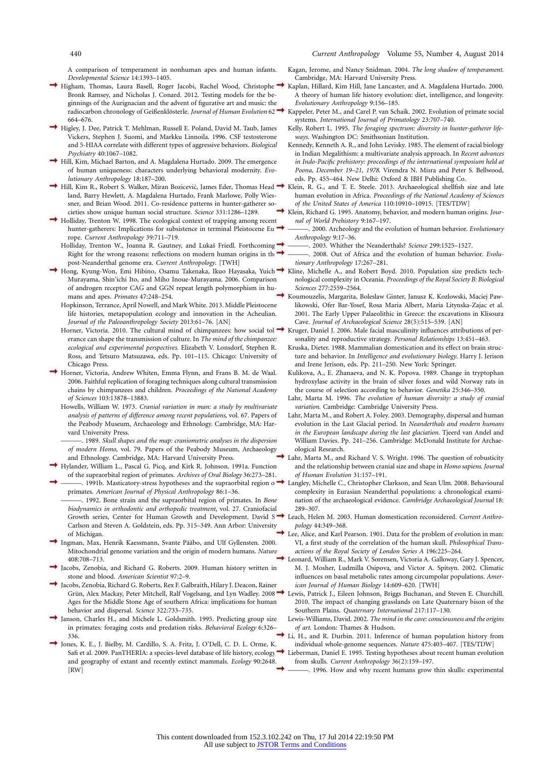A comparison of temperament in nonhuman apes and human infants. *Developmental Science* 14:1393–1405.

Higham, Thomas, Laura Basell, Roger Jacobi, Rachel Wood, Christophe Bronk Ramsey, and Nicholas J. Conard. 2012. Testing models for the beginnings of the Aurignacian and the advent of figurative art and music: the radiocarbon chronology of Geißenklösterle. *Journal of Human Evolution* 62: 664–676.

Higley, J. Dee, Patrick T. Mehlman, Russell E. Poland, David M. Taub, James Vickers, Stephen J. Suomi, and Markku Linnoila. 1996. CSF testosterone and 5-HIAA correlate with different types of aggressive behaviors. *Biological Psychiatry* 40:1067–1082.

Hill, Kim, Michael Barton, and A. Magdalena Hurtado. 2009. The emergence of human uniqueness: characters underlying behavioral modernity. *Evolutionary Anthropology* 18:187–200.

Hill, Kim R., Robert S. Walker, Miran Bozicević, James Eder, Thomas Headland, Barry Hewlett, A. Magdalena Hurtado, Frank Marlowe, Polly Wiessner, and Brian Wood. 2011. Co-residence patterns in hunter-gatherer societies show unique human social structure. *Science* 331:1286–1289.

Holliday, Trenton W. 1998. The ecological context of trapping among recent hunter-gatherers: Implications for subsistence in terminal Pleistocene Europe. *Current Anthropology* 39:711–719.

Holliday, Trenton W., Joanna R. Gautney, and Lukaš Friedl. Forthcoming. Right for the wrong reasons: reflections on modern human origins in the post-Neanderthal genome era. *Current Anthropology*. [TWH]

Hong, Kyung-Won, Emi Hibino, Osamu Takenaka, Ikuo Hayasaka, Yuichi Murayama, Shin'ichi Ito, and Miho Inoue-Murayama. 2006. Comparison of androgen receptor CAG and GGN repeat length polymorphism in humans and apes. *Primates* 47:248–254.

Hopkinson, Terrance, April Nowell, and Mark White. 2013. Middle Pleistocene life histories, metapopulation ecology and innovation in the Acheulian. *Journal of the Paleoanthropology Society* 2013:61–76. [AN]

Horner, Victoria. 2010. The cultural mind of chimpanzees: how social tolerance can shape the transmission of culture. In *The mind of the chimpanzee: ecological and experimental perspectives*. Elizabeth V. Lonsdorf, Stephen R. Ross, and Tetsuro Matsuzawa, eds. Pp. 101–115. Chicago: University of Chicago Press.

Horner, Victoria, Andrew Whiten, Emma Flynn, and Frans B. M. de Waal. 2006. Faithful replication of foraging techniques along cultural transmission chains by chimpanzees and children. *Proceedings of the National Academy of Sciences* 103:13878–13883.

Howells, William W. 1973. *Cranial variation in man: a study by multivariate analysis of patterns of difference among recent populations*, vol. 67. Papers of the Peabody Museum, Archaeology and Ethnology. Cambridge, MA: Harvard University Press.

———. 1989. *Skull shapes and the map: craniometric analyses in the dispersion of modern Homo*, vol. 79. Papers of the Peabody Museum, Archaeology and Ethnology. Cambridge, MA: Harvard University Press.

Hylander, William L., Pascal G. Picq, and Kirk R. Johnson. 1991a. Function of the supraorbital region of primates. *Archives of Oral Biology* 36:273–281.

———. 1991b. Masticatory-stress hypotheses and the supraorbital region of primates. *American Journal of Physical Anthropology* 86:1–36.

———. 1992. Bone strain and the supraorbital region of primates. In *Bone biodynamics in orthodontic and orthopedic treatment*, vol. 27. Craniofacial Growth series, Center for Human Growth and Development. David S. Carlson and Steven A. Goldstein, eds. Pp. 315–349. Ann Arbor: University of Michigan.

Ingman, Max, Henrik Kaessmann, Svante Pääbo, and Ulf Gyllensten. 2000. Mitochondrial genome variation and the origin of modern humans. *Nature* 408:708–713.

Jacobs, Zenobia, and Richard G. Roberts. 2009. Human history written in stone and blood. *American Scientist* 97:2–9.

Jacobs, Zenobia, Richard G. Roberts, Rex F. Galbraith, Hilary J. Deacon, Rainer Grün, Alex Mackay, Peter Mitchell, Ralf Vogelsang, and Lyn Wadley. 2008. Ages for the Middle Stone Age of southern Africa: implications for human behavior and dispersal. *Science* 322:733–735.

Janson, Charles H., and Michele L. Goldsmith. 1995. Predicting group size in primates: foraging costs and predation risks. *Behavioral Ecology* 6:326–336.

Jones, K. E., J. Bielby, M. Cardillo, S. A. Fritz, J. O'Dell, C. D. L. Orme, K. Safi et al. 2009. PanTHERIA: a species-level database of life history, ecology and geography of extant and recently extinct mammals. *Ecology* 90:2648. [RW]

Kagan, Jerome, and Nancy Snidman. 2004. *The long shadow of temperament*. Cambridge, MA: Harvard University Press.

Kaplan, Hillard, Kim Hill, Jane Lancaster, and A. Magdalena Hurtado. 2000. A theory of human life history evolution: diet, intelligence, and longevity. *Evolutionary Anthropology* 9:156–185.

Kappeler, Peter M., and Carel P. van Schaik. 2002. Evolution of primate social systems. *International Journal of Primatology* 23:707–740.

Kelly, Robert L. 1995. *The foraging spectrum: diversity in hunter-gatherer lifeways*. Washington DC: Smithsonian Institution.

Kennedy, Kenneth A. R., and John Levisky. 1985. The element of racial biology in Indian Megalithism: a multivariate analysis approach. In *Recent advances in Indo-Pacific prehistory: proceedings of the international symposium held at Poona, December 19–21, 1978*. Virendra N. Misra and Peter S. Bellwood, eds. Pp. 455–464. New Delhi: Oxford & IBH Publishing Co.

Klein, R. G., and T. E. Steele. 2013. Archaeological shellfish size and late human evolution in Africa. *Proceedings of the National Academy of Sciences of the United States of America* 110:10910–10915. [TES/TDW]

Klein, Richard G. 1995. Anatomy, behavior, and modern human origins. *Journal of World Prehistory* 9:167–197.

———. 2000. Archeology and the evolution of human behavior. *Evolutionary Anthropology* 9:17–36.

———. 2003. Whither the Neanderthals? *Science* 299:1525–1527.

———. 2008. Out of Africa and the evolution of human behavior. *Evolutionary Anthropology* 17:267–281.

Kline, Michelle A., and Robert Boyd. 2010. Population size predicts technological complexity in Oceania. *Proceedings of the Royal Society B: Biological Sciences* 277:2559–2564.

Koumouzelis, Margarita, Boleslaw Ginter, Janusz K. Kozlowski, Maciej Pawlikowski, Ofer Bar-Yosef, Rosa Maria Albert, Maria Litynska-Zajac et al. 2001. The Early Upper Palaeolithic in Greece: the excavations in Klisoura Cave. *Journal of Archaeological Science* 28(5):515–539. [AN]

Kruger, Daniel J. 2006. Male facial masculinity influences attributions of personality and reproductive strategy. *Personal Relationships* 13:451–463.

Kruska, Dieter. 1988. Mammalian domestication and its effect on brain structure and behavior. In *Intelligence and evolutionary biology*. Harry J. Jerison and Irene Jerison, eds. Pp. 211–250. New York: Springer.

Kulikova, A., E. Zhanaeva, and N. K. Popova. 1989. Change in tryptophan hydroxylase activity in the brain of silver foxes and wild Norway rats in the course of selection according to behavior. *Genetika* 25:346–350.

Lahr, Marta M. 1996. *The evolution of human diversity: a study of cranial variation*. Cambridge: Cambridge University Press.

Lahr, Marta M., and Robert A. Foley. 2003. Demography, dispersal and human evolution in the Last Glacial period. In *Neanderthals and modern humans in the European landscape during the last glaciation*. Tjeerd van Andel and William Davies. Pp. 241–256. Cambridge: McDonald Institute for Archaeological Research.

Lahr, Marta M., and Richard V. S. Wright. 1996. The question of robusticity and the relationship between cranial size and shape in *Homo sapiens*. *Journal of Human Evolution* 31:157–191.

Langley, Michelle C., Christopher Clarkson, and Sean Ulm. 2008. Behavioural complexity in Eurasian Neanderthal populations: a chronological examination of the archaeological evidence. *Cambridge Archaeological Journal* 18: 289–307.

Leach, Helen M. 2003. Human domestication reconsidered. *Current Anthropology* 44:349–368.

Lee, Alice, and Karl Pearson. 1901. Data for the problem of evolution in man: VI, a first study of the correlation of the human skull. *Philosophical Transactions of the Royal Society of London Series A* 196:225–264.

Leonard, William R., Mark V. Sorensen, Victoria A. Galloway, Gary J. Spencer, M. J. Mosher, Ludmilla Osipova, and Victor A. Spitsyn. 2002. Climatic influences on basal metabolic rates among circumpolar populations. *American Journal of Human Biology* 14:609–620. [TWH]

Lewis, Patrick J., Eileen Johnson, Briggs Buchanan, and Steven E. Churchill. 2010. The impact of changing grasslands on Late Quaternary bison of the Southern Plains. *Quaternary International* 217:117–130.

Lewis-Williams, David. 2002. *The mind in the cave: consciousness and the origins of art*. London: Thames & Hudson.

Li, H., and R. Durbin. 2011. Inference of human population history from individual whole-genome sequences. *Nature* 475:403–407. [TES/TDW]

Lieberman, Daniel E. 1995. Testing hypotheses about recent human evolution from skulls. *Current Anthropology* 36(2):159–197.

———. 1996. How and why recent humans grow thin skulls: experimental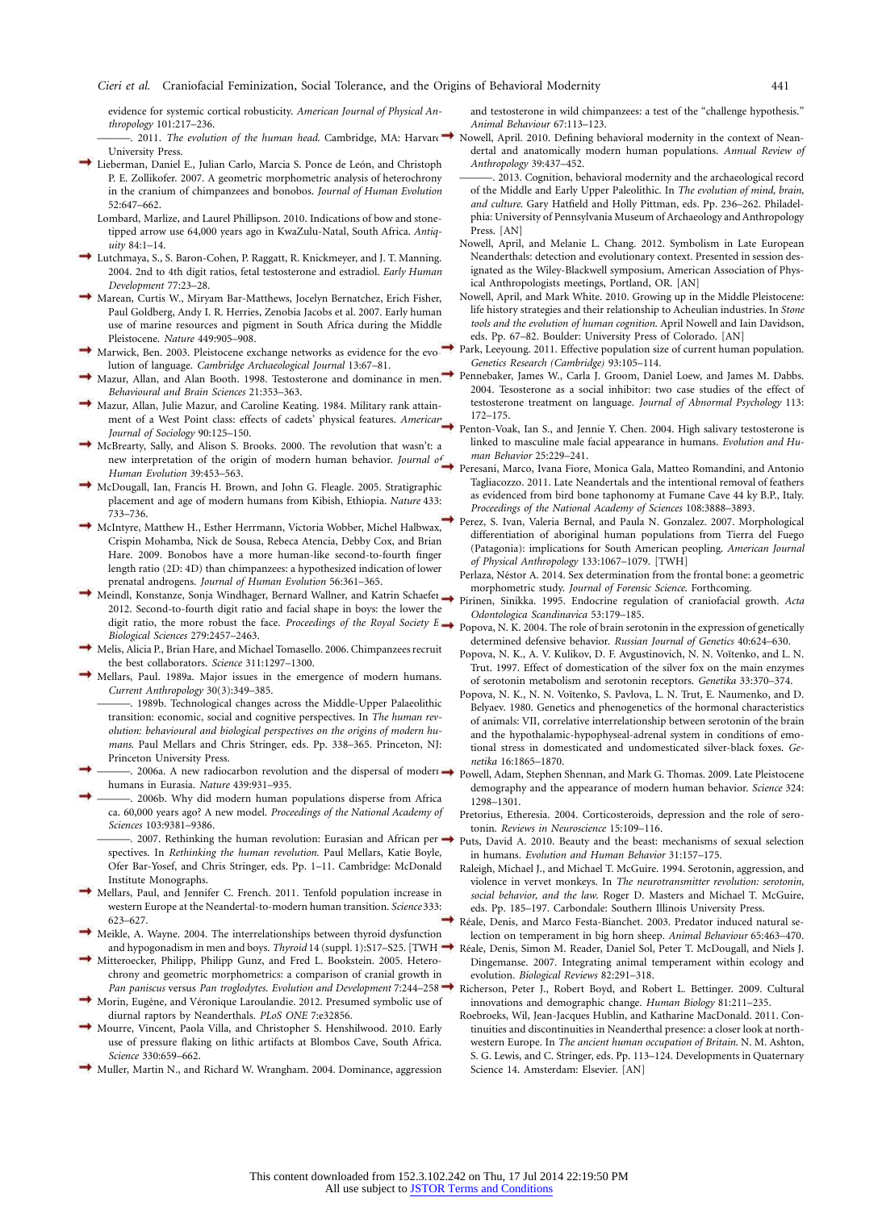evidence for systemic cortical robusticity. *American Journal of Physical Anthropology* 101:217–236.

———. 2011. *The evolution of the human head*. Cambridge, MA: Harvard University Press.

Lieberman, Daniel E., Julian Carlo, Marcia S. Ponce de León, and Christoph P. E. Zollikofer. 2007. A geometric morphometric analysis of heterochrony in the cranium of chimpanzees and bonobos. *Journal of Human Evolution* 52:647–662.

Lombard, Marlize, and Laurel Phillipson. 2010. Indications of bow and stone-tipped arrow use 64,000 years ago in KwaZulu-Natal, South Africa. *Antiquity* 84:1–14.

Lutchmaya, S., S. Baron-Cohen, P. Raggatt, R. Knickmeyer, and J. T. Manning. 2004. 2nd to 4th digit ratios, fetal testosterone and estradiol. *Early Human Development* 77:23–28.

Marean, Curtis W., Miryam Bar-Matthews, Jocelyn Bernatchez, Erich Fisher, Paul Goldberg, Andy I. R. Herries, Zenobia Jacobs et al. 2007. Early human use of marine resources and pigment in South Africa during the Middle Pleistocene. *Nature* 449:905–908.

Marwick, Ben. 2003. Pleistocene exchange networks as evidence for the evolution of language. *Cambridge Archaeological Journal* 13:67–81.

Mazur, Allan, and Alan Booth. 1998. Testosterone and dominance in men. *Behavioural and Brain Sciences* 21:353–363.

Mazur, Allan, Julie Mazur, and Caroline Keating. 1984. Military rank attainment of a West Point class: effects of cadets' physical features. *American Journal of Sociology* 90:125–150.

McBrearty, Sally, and Alison S. Brooks. 2000. The revolution that wasn't: a new interpretation of the origin of modern human behavior. *Journal of Human Evolution* 39:453–563.

McDougall, Ian, Francis H. Brown, and John G. Fleagle. 2005. Stratigraphic placement and age of modern humans from Kibish, Ethiopia. *Nature* 433: 733–736.

McIntyre, Matthew H., Esther Herrmann, Victoria Wobber, Michel Halbwax, Crispin Mohamba, Nick de Sousa, Rebeca Atencia, Debby Cox, and Brian Hare. 2009. Bonobos have a more human-like second-to-fourth finger length ratio (2D: 4D) than chimpanzees: a hypothesized indication of lower prenatal androgens. *Journal of Human Evolution* 56:361–365.

Meindl, Konstanze, Sonja Windhager, Bernard Wallner, and Katrin Schaefer. 2012. Second-to-fourth digit ratio and facial shape in boys: the lower the digit ratio, the more robust the face. *Proceedings of the Royal Society B: Biological Sciences* 279:2457–2463.

Melis, Alicia P., Brian Hare, and Michael Tomasello. 2006. Chimpanzees recruit the best collaborators. *Science* 311:1297–1300.

Mellars, Paul. 1989*a*. Major issues in the emergence of modern humans. *Current Anthropology* 30(3):349–385.

———. 1989*b*. Technological changes across the Middle-Upper Palaeolithic transition: economic, social and cognitive perspectives. In *The human revolution: behavioural and biological perspectives on the origins of modern humans*. Paul Mellars and Chris Stringer, eds. Pp. 338–365. Princeton, NJ: Princeton University Press.

———. 2006*a*. A new radiocarbon revolution and the dispersal of modern humans in Eurasia. *Nature* 439:931–935.

———. 2006*b*. Why did modern human populations disperse from Africa ca. 60,000 years ago? A new model. *Proceedings of the National Academy of Sciences* 103:9381–9386.

———. 2007. Rethinking the human revolution: Eurasian and African perspectives. In *Rethinking the human revolution*. Paul Mellars, Katie Boyle, Ofer Bar-Yosef, and Chris Stringer, eds. Pp. 1–11. Cambridge: McDonald Institute Monographs.

Mellars, Paul, and Jennifer C. French. 2011. Tenfold population increase in western Europe at the Neandertal-to-modern human transition. *Science* 333: 623–627.

Meikle, A. Wayne. 2004. The interrelationships between thyroid dysfunction and hypogonadism in men and boys. *Thyroid* 14 (suppl. 1):S17–S25. [TWH]

Mitteroecker, Philipp, Philipp Gunz, and Fred L. Bookstein. 2005. Heterochrony and geometric morphometrics: a comparison of cranial growth in *Pan paniscus* versus *Pan troglodytes*. *Evolution and Development* 7:244–258.

Morin, Eugéne, and Véronique Laroulandie. 2012. Presumed symbolic use of diurnal raptors by Neanderthals. *PLoS ONE* 7:e32856.

Mourre, Vincent, Paola Villa, and Christopher S. Henshilwood. 2010. Early use of pressure flaking on lithic artifacts at Blombos Cave, South Africa. *Science* 330:659–662.

Muller, Martin N., and Richard W. Wrangham. 2004. Dominance, aggression and testosterone in wild chimpanzees: a test of the "challenge hypothesis." *Animal Behaviour* 67:113–123.

Nowell, April. 2010. Defining behavioral modernity in the context of Neandertal and anatomically modern human populations. *Annual Review of Anthropology* 39:437–452.

———. 2013. Cognition, behavioral modernity and the archaeological record of the Middle and Early Upper Paleolithic. In *The evolution of mind, brain, and culture*. Gary Hatfield and Holly Pittman, eds. Pp. 236–262. Philadelphia: University of Pennsylvania Museum of Archaeology and Anthropology Press. [AN]

Nowell, April, and Melanie L. Chang. 2012. Symbolism in Late European Neanderthals: detection and evolutionary context. Presented in session designated as the Wiley-Blackwell symposium, American Association of Physical Anthropologists meetings, Portland, OR. [AN]

Nowell, April, and Mark White. 2010. Growing up in the Middle Pleistocene: life history strategies and their relationship to Acheulian industries. In *Stone tools and the evolution of human cognition*. April Nowell and Iain Davidson, eds. Pp. 67–82. Boulder: University Press of Colorado. [AN]

Park, Leeyoung. 2011. Effective population size of current human population. *Genetics Research (Cambridge)* 93:105–114.

Pennebaker, James W., Carla J. Groom, Daniel Loew, and James M. Dabbs. 2004. Testosterone as a social inhibitor: two case studies of the effect of testosterone treatment on language. *Journal of Abnormal Psychology* 113: 172–175.

Penton-Voak, Ian S., and Jennie Y. Chen. 2004. High salivary testosterone is linked to masculine male facial appearance in humans. *Evolution and Human Behavior* 25:229–241.

Peresani, Marco, Ivana Fiore, Monica Gala, Matteo Romandini, and Antonio Tagliacozzo. 2011. Late Neandertals and the intentional removal of feathers as evidenced from bird bone taphonomy at Fumane Cave 44 ky B.P., Italy. *Proceedings of the National Academy of Sciences* 108:3888–3893.

Perez, S. Ivan, Valeria Bernal, and Paula N. Gonzalez. 2007. Morphological differentiation of aboriginal human populations from Tierra del Fuego (Patagonia): implications for South American peopling. *American Journal of Physical Anthropology* 133:1067–1079. [TWH]

Perlaza, Néstor A. 2014. Sex determination from the frontal bone: a geometric morphometric study. *Journal of Forensic Science*. Forthcoming.

Pirinen, Sinikka. 1995. Endocrine regulation of craniofacial growth. *Acta Odontologica Scandinavica* 53:179–185.

Popova, N. K. 2004. The role of brain serotonin in the expression of genetically determined defensive behavior. *Russian Journal of Genetics* 40:624–630.

Popova, N. K., A. V. Kulikov, D. F. Avgustinovich, N. N. Voĭtenko, and L. N. Trut. 1997. Effect of domestication of the silver fox on the main enzymes of serotonin metabolism and serotonin receptors. *Genetika* 33:370–374.

Popova, N. K., N. N. Voĭtenko, S. Pavlova, L. N. Trut, E. Naumenko, and D. Belyaev. 1980. Genetics and phenogenetics of the hormonal characteristics of animals: VII, correlative interrelationship between serotonin of the brain and the hypothalamic-hypophyseal-adrenal system in conditions of emotional stress in domesticated and undomesticated silver-black foxes. *Genetika* 16:1865–1870.

Powell, Adam, Stephen Shennan, and Mark G. Thomas. 2009. Late Pleistocene demography and the appearance of modern human behavior. *Science* 324: 1298–1301.

Pretorius, Etheresia. 2004. Corticosteroids, depression and the role of serotonin. *Reviews in Neuroscience* 15:109–116.

Puts, David A. 2010. Beauty and the beast: mechanisms of sexual selection in humans. *Evolution and Human Behavior* 31:157–175.

Raleigh, Michael J., and Michael T. McGuire. 1994. Serotonin, aggression, and violence in vervet monkeys. In *The neurotransmitter revolution: serotonin, social behavior, and the law*. Roger D. Masters and Michael T. McGuire, eds. Pp. 185–197. Carbondale: Southern Illinois University Press.

Réale, Denis, and Marco Festa-Bianchet. 2003. Predator induced natural selection on temperament in big horn sheep. *Animal Behaviour* 65:463–470.

Réale, Denis, Simon M. Reader, Daniel Sol, Peter T. McDougall, and Niels J. Dingemanse. 2007. Integrating animal temperament within ecology and evolution. *Biological Reviews* 82:291–318.

Richerson, Peter J., Robert Boyd, and Robert L. Bettinger. 2009. Cultural innovations and demographic change. *Human Biology* 81:211–235.

Roebroeks, Wil, Jean-Jacques Hublin, and Katharine MacDonald. 2011. Continuities and discontinuities in Neandertal presence: a closer look at northwestern Europe. In *The ancient human occupation of Britain*. N. M. Ashton, S. G. Lewis, and C. Stringer, eds. Pp. 113–124. Developments in Quaternary Science 14. Amsterdam: Elsevier. [AN]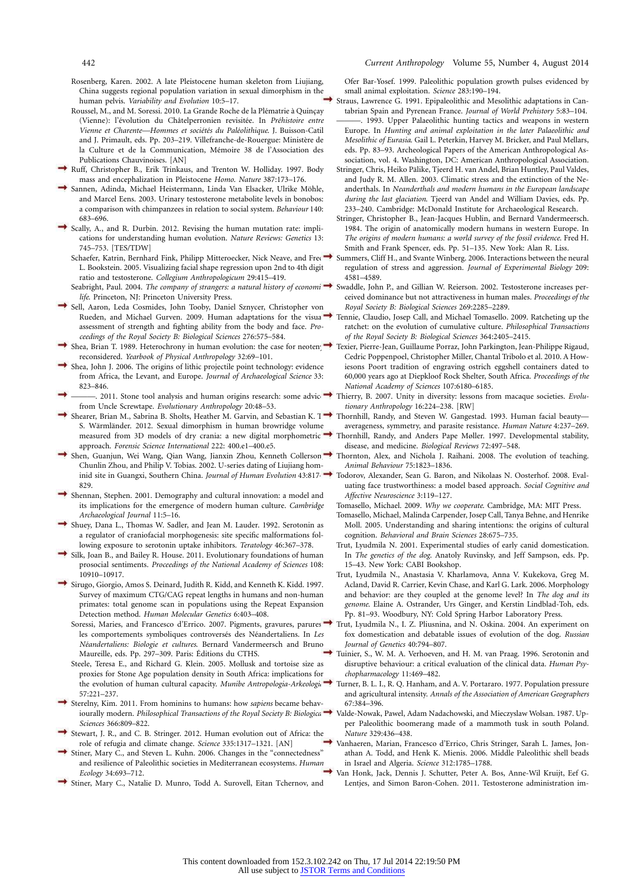Rosenberg, Karen. 2002. A late Pleistocene human skeleton from Liujiang, China suggests regional population variation in sexual dimorphism in the human pelvis. *Variability and Evolution* 10:5–17.

Roussel, M., and M. Soressi. 2010. La Grande Roche de la Plématrie à Quinçay (Vienne): l'évolution du Châtelperronien revisitée. In *Préhistoire entre Vienne et Charente—Hommes et sociétés du Paléolithique*. J. Buisson-Catil and J. Primault, eds. Pp. 203–219. Villefranche-de-Rouergue: Ministère de la Culture et de la Communication, Mémoire 38 de l'Association des Publications Chauvinoises. [AN]

Ruff, Christopher B., Erik Trinkaus, and Trenton W. Holliday. 1997. Body mass and encephalization in Pleistocene *Homo*. *Nature* 387:173–176.

Sannen, Adinda, Michael Heistermann, Linda Van Elsacker, Ulrike Möhle, and Marcel Eens. 2003. Urinary testosterone metabolite levels in bonobos: a comparison with chimpanzees in relation to social system. *Behaviour* 140: 683–696.

Scally, A., and R. Durbin. 2012. Revising the human mutation rate: implications for understanding human evolution. *Nature Reviews: Genetics* 13: 745–753. [TES/TDW]

Schaefer, Katrin, Bernhard Fink, Philipp Mitteroecker, Nick Neave, and Fred L. Bookstein. 2005. Visualizing facial shape regression upon 2nd to 4th digit ratio and testosterone. *Collegium Anthropologicum* 29:415–419.

Seabright, Paul. 2004. *The company of strangers: a natural history of economic life*. Princeton, NJ: Princeton University Press.

Sell, Aaron, Leda Cosmides, John Tooby, Daniel Sznycer, Christopher von Rueden, and Michael Gurven. 2009. Human adaptations for the visual assessment of strength and fighting ability from the body and face. *Proceedings of the Royal Society B: Biological Sciences* 276:575–584.

Shea, Brian T. 1989. Heterochrony in human evolution: the case for neoteny reconsidered. *Yearbook of Physical Anthropology* 32:69–101.

Shea, John J. 2006. The origins of lithic projectile point technology: evidence from Africa, the Levant, and Europe. *Journal of Archaeological Science* 33: 823–846.

———. 2011. Stone tool analysis and human origins research: some advice from Uncle Screwtape. *Evolutionary Anthropology* 20:48–53.

Shearer, Brian M., Sabrina B. Sholts, Heather M. Garvin, and Sebastian K. T. S. Wärmländer. 2012. Sexual dimorphism in human browridge volume measured from 3D models of dry crania: a new digital morphometrics approach. *Forensic Science International* 222: 400.e1–400.e5.

Shen, Guanjun, Wei Wang, Qian Wang, Jianxin Zhou, Kenneth Collerson, Chunlin Zhou, and Philip V. Tobias. 2002. U-series dating of Liujiang hominid site in Guangxi, Southern China. *Journal of Human Evolution* 43:817–829.

Shennan, Stephen. 2001. Demography and cultural innovation: a model and its implications for the emergence of modern human culture. *Cambridge Archaeological Journal* 11:5–16.

Shuey, Dana L., Thomas W. Sadler, and Jean M. Lauder. 1992. Serotonin as a regulator of craniofacial morphogenesis: site specific malformations following exposure to serotonin uptake inhibitors. *Teratology* 46:367–378.

Silk, Joan B., and Bailey R. House. 2011. Evolutionary foundations of human prosocial sentiments. *Proceedings of the National Academy of Sciences* 108: 10910–10917.

Sirugo, Giorgio, Amos S. Deinard, Judith R. Kidd, and Kenneth K. Kidd. 1997. Survey of maximum CTG/CAG repeat lengths in humans and non-human primates: total genome scan in populations using the Repeat Expansion Detection method. *Human Molecular Genetics* 6:403–408.

Soressi, Maries, and Francesco d'Errico. 2007. Pigments, gravures, parures: les comportements symboliques controversés des Néandertaliens. In *Les Néandertaliens: Biologie et cultures*. Bernard Vandermeersch and Bruno Maureille, eds. Pp. 297–309. Paris: Éditions du CTHS.

Steele, Teresa E., and Richard G. Klein. 2005. Mollusk and tortoise size as proxies for Stone Age population density in South Africa: implications for the evolution of human cultural capacity. *Munibe Antropologia-Arkeologia* 57:221–237.

Sterelny, Kim. 2011. From hominins to humans: how *sapiens* became behaviourally modern. *Philosophical Transactions of the Royal Society B: Biological Sciences* 366:809–822.

Stewart, J. R., and C. B. Stringer. 2012. Human evolution out of Africa: the role of refugia and climate change. *Science* 335:1317–1321. [AN]

Stiner, Mary C., and Steven L. Kuhn. 2006. Changes in the "connectedness" and resilience of Paleolithic societies in Mediterranean ecosystems. *Human Ecology* 34:693–712.

Stiner, Mary C., Natalie D. Munro, Todd A. Surovell, Eitan Tchernov, and Ofer Bar-Yosef. 1999. Paleolithic population growth pulses evidenced by small animal exploitation. *Science* 283:190–194.

Straus, Lawrence G. 1991. Epipaleolithic and Mesolithic adaptations in Cantabrian Spain and Pyrenean France. *Journal of World Prehistory* 5:83–104.

———. 1993. Upper Palaeolithic hunting tactics and weapons in western Europe. In *Hunting and animal exploitation in the later Palaeolithic and Mesolithic of Eurasia*. Gail L. Peterkin, Harvey M. Bricker, and Paul Mellars, eds. Pp. 83–93. Archeological Papers of the American Anthropological Association, vol. 4. Washington, DC: American Anthropological Association.

Stringer, Chris, Heiko Pälike, Tjeerd H. van Andel, Brian Huntley, Paul Valdes, and Judy R. M. Allen. 2003. Climatic stress and the extinction of the Neanderthals. In *Neanderthals and modern humans in the European landscape during the last glaciation*. Tjeerd van Andel and William Davies, eds. Pp. 233–240. Cambridge: McDonald Institute for Archaeological Research.

Stringer, Christopher B., Jean-Jacques Hublin, and Bernard Vandermeersch. 1984. The origin of anatomically modern humans in western Europe. In *The origins of modern humans: a world survey of the fossil evidence*. Fred H. Smith and Frank Spencer, eds. Pp. 51–135. New York: Alan R. Liss.

Summers, Cliff H., and Svante Winberg. 2006. Interactions between the neural regulation of stress and aggression. *Journal of Experimental Biology* 209: 4581–4589.

Swaddle, John P., and Gillian W. Reierson. 2002. Testosterone increases perceived dominance but not attractiveness in human males. *Proceedings of the Royal Society B: Biological Sciences* 269:2285–2289.

Tennie, Claudio, Josep Call, and Michael Tomasello. 2009. Ratcheting up the ratchet: on the evolution of cumulative culture. *Philosophical Transactions of the Royal Society B: Biological Sciences* 364:2405–2415.

Texier, Pierre-Jean, Guillaume Porraz, John Parkington, Jean-Philippe Rigaud, Cedric Poppenpoel, Christopher Miller, Chantal Tribolo et al. 2010. A Howiesons Poort tradition of engraving ostrich eggshell containers dated to 60,000 years ago at Diepkloof Rock Shelter, South Africa. *Proceedings of the National Academy of Sciences* 107:6180–6185.

Thierry, B. 2007. Unity in diversity: lessons from macaque societies. *Evolutionary Anthropology* 16:224–238. [RW]

Thornhill, Randy, and Steven W. Gangestad. 1993. Human facial beauty—averageness, symmetry, and parasite resistance. *Human Nature* 4:237–269.

Thornhill, Randy, and Anders Pape Møller. 1997. Developmental stability, disease, and medicine. *Biological Reviews* 72:497–548.

Thornton, Alex, and Nichola J. Raihani. 2008. The evolution of teaching. *Animal Behaviour* 75:1823–1836.

Todorov, Alexander, Sean G. Baron, and Nikolaas N. Oosterhof. 2008. Evaluating face trustworthiness: a model based approach. *Social Cognitive and Affective Neuroscience* 3:119–127.

Tomasello, Michael. 2009. *Why we cooperate*. Cambridge, MA: MIT Press.

Tomasello, Michael, Malinda Carpender, Josep Call, Tanya Behne, and Henrike Moll. 2005. Understanding and sharing intentions: the origins of cultural cognition. *Behavioral and Brain Sciences* 28:675–735.

Trut, Lyudmila N. 2001. Experimental studies of early canid domestication. In *The genetics of the dog*. Anatoly Ruvinsky, and Jeff Sampson, eds. Pp. 15–43. New York: CABI Bookshop.

Trut, Lyudmila N., Anastasia V. Kharlamova, Anna V. Kukekova, Greg M. Acland, David R. Carrier, Kevin Chase, and Karl G. Lark. 2006. Morphology and behavior: are they coupled at the genome level? In *The dog and its genome*. Elaine A. Ostrander, Urs Ginger, and Kerstin Lindblad-Toh, eds. Pp. 81–93. Woodbury, NY: Cold Spring Harbor Laboratory Press.

Trut, Lyudmila N., I. Z. Pliusnina, and N. Oskina. 2004. An experiment on fox domestication and debatable issues of evolution of the dog. *Russian Journal of Genetics* 40:794–807.

Tuinier, S., W. M. A. Verhoeven, and H. M. van Praag. 1996. Serotonin and disruptive behaviour: a critical evaluation of the clinical data. *Human Psychopharmacology* 11:469–482.

Turner, B. L. I., R. Q. Hanham, and A. V. Portararo. 1977. Population pressure and agricultural intensity. *Annals of the Association of American Geographers* 67:384–396.

Valde-Nowak, Pawel, Adam Nadachowski, and Mieczyslaw Wolsan. 1987. Upper Paleolithic boomerang made of a mammoth tusk in south Poland. *Nature* 329:436–438.

Vanhaeren, Marian, Francesco d'Errico, Chris Stringer, Sarah L. James, Jonathan A. Todd, and Henk K. Mienis. 2006. Middle Paleolithic shell beads in Israel and Algeria. *Science* 312:1785–1788.

Van Honk, Jack, Dennis J. Schutter, Peter A. Bos, Anne-Wil Kruijt, Eef G. Lentjes, and Simon Baron-Cohen. 2011. Testosterone administration im-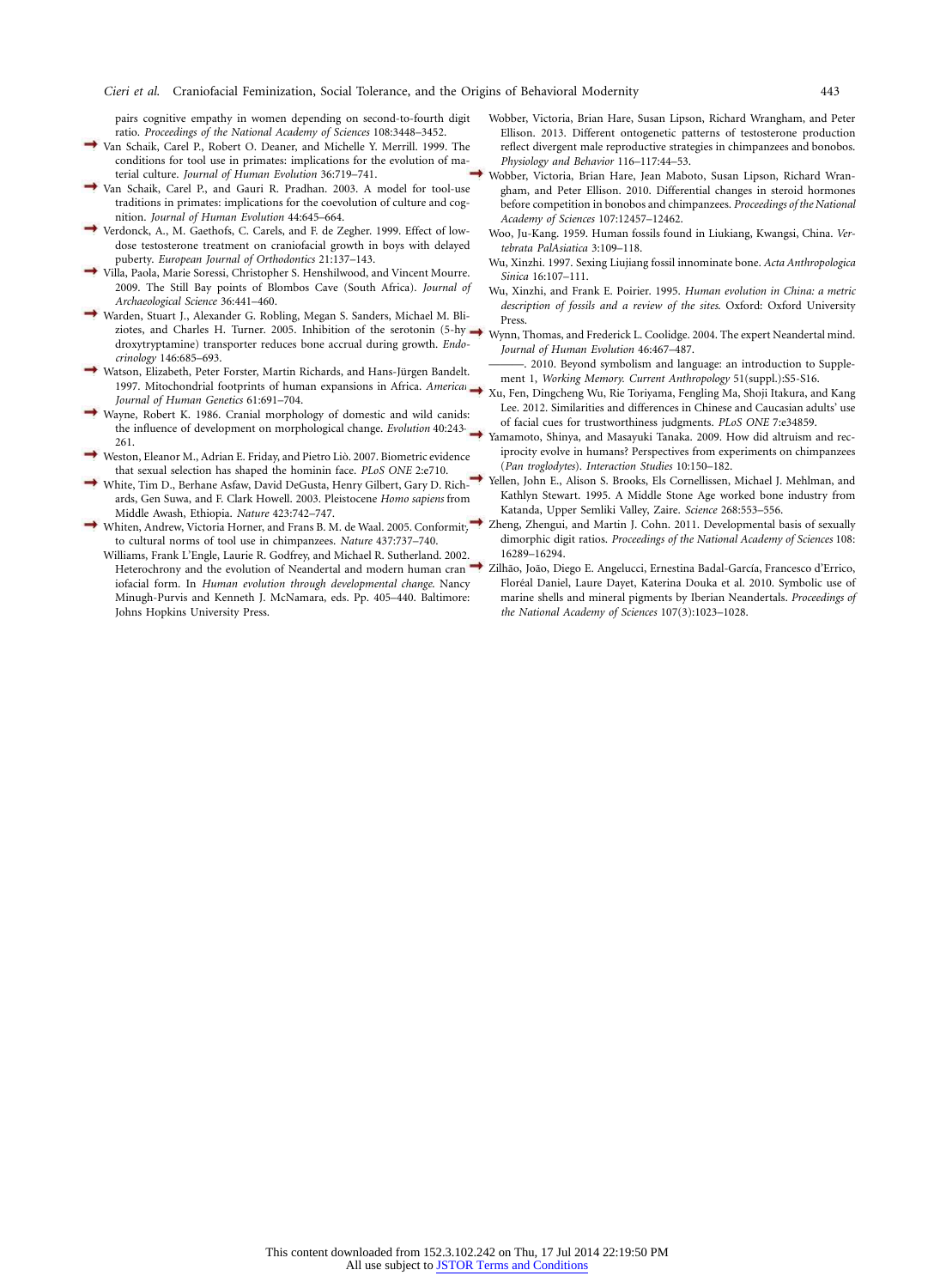pairs cognitive empathy in women depending on second-to-fourth digit ratio. *Proceedings of the National Academy of Sciences* 108:3448–3452.

Van Schaik, Carel P., Robert O. Deaner, and Michelle Y. Merrill. 1999. The conditions for tool use in primates: implications for the evolution of material culture. *Journal of Human Evolution* 36:719–741.

Van Schaik, Carel P., and Gauri R. Pradhan. 2003. A model for tool-use traditions in primates: implications for the coevolution of culture and cognition. *Journal of Human Evolution* 44:645–664.

Verdonck, A., M. Gaethofs, C. Carels, and F. de Zegher. 1999. Effect of low-dose testosterone treatment on craniofacial growth in boys with delayed puberty. *European Journal of Orthodontics* 21:137–143.

Villa, Paola, Marie Soressi, Christopher S. Henshilwood, and Vincent Mourre. 2009. The Still Bay points of Blombos Cave (South Africa). *Journal of Archaeological Science* 36:441–460.

Warden, Stuart J., Alexander G. Robling, Megan S. Sanders, Michael M. Bliziotes, and Charles H. Turner. 2005. Inhibition of the serotonin (5-hydroxytryptamine) transporter reduces bone accrual during growth. *Endocrinology* 146:685–693.

Watson, Elizabeth, Peter Forster, Martin Richards, and Hans-Jürgen Bandelt. 1997. Mitochondrial footprints of human expansions in Africa. *American Journal of Human Genetics* 61:691–704.

Wayne, Robert K. 1986. Cranial morphology of domestic and wild canids: the influence of development on morphological change. *Evolution* 40:243–261.

Weston, Eleanor M., Adrian E. Friday, and Pietro Liò. 2007. Biometric evidence that sexual selection has shaped the hominin face. *PLoS ONE* 2:e710.

White, Tim D., Berhane Asfaw, David DeGusta, Henry Gilbert, Gary D. Richards, Gen Suwa, and F. Clark Howell. 2003. Pleistocene *Homo sapiens* from Middle Awash, Ethiopia. *Nature* 423:742–747.

Whiten, Andrew, Victoria Horner, and Frans B. M. de Waal. 2005. Conformity to cultural norms of tool use in chimpanzees. *Nature* 437:737–740.

Williams, Frank L'Engle, Laurie R. Godfrey, and Michael R. Sutherland. 2002. Heterochrony and the evolution of Neandertal and modern human craniofacial form. In *Human evolution through developmental change*. Nancy Minugh-Purvis and Kenneth J. McNamara, eds. Pp. 405–440. Baltimore: Johns Hopkins University Press.

Wobber, Victoria, Brian Hare, Susan Lipson, Richard Wrangham, and Peter Ellison. 2013. Different ontogenetic patterns of testosterone production reflect divergent male reproductive strategies in chimpanzees and bonobos. *Physiology and Behavior* 116–117:44–53.

Wobber, Victoria, Brian Hare, Jean Maboto, Susan Lipson, Richard Wrangham, and Peter Ellison. 2010. Differential changes in steroid hormones before competition in bonobos and chimpanzees. *Proceedings of the National Academy of Sciences* 107:12457–12462.

Woo, Ju-Kang. 1959. Human fossils found in Liukiang, Kwangsi, China. *Vertebrata PalAsiatica* 3:109–118.

Wu, Xinzhi. 1997. Sexing Liujiang fossil innominate bone. *Acta Anthropologica Sinica* 16:107–111.

Wu, Xinzhi, and Frank E. Poirier. 1995. *Human evolution in China: a metric description of fossils and a review of the sites*. Oxford: Oxford University Press.

Wynn, Thomas, and Frederick L. Coolidge. 2004. The expert Neandertal mind. *Journal of Human Evolution* 46:467–487.

———. 2010. Beyond symbolism and language: an introduction to Supplement 1, *Working Memory*. *Current Anthropology* 51(suppl.):S5–S16.

Xu, Fen, Dingcheng Wu, Rie Toriyama, Fengling Ma, Shoji Itakura, and Kang Lee. 2012. Similarities and differences in Chinese and Caucasian adults' use of facial cues for trustworthiness judgments. *PLoS ONE* 7:e34859.

Yamamoto, Shinya, and Masayuki Tanaka. 2009. How did altruism and reciprocity evolve in humans? Perspectives from experiments on chimpanzees (*Pan troglodytes*). *Interaction Studies* 10:150–182.

Yellen, John E., Alison S. Brooks, Els Cornellissen, Michael J. Mehlman, and Kathlyn Stewart. 1995. A Middle Stone Age worked bone industry from Katanda, Upper Semliki Valley, Zaire. *Science* 268:553–556.

Zheng, Zhengui, and Martin J. Cohn. 2011. Developmental basis of sexually dimorphic digit ratios. *Proceedings of the National Academy of Sciences* 108:16289–16294.

Zilhão, João, Diego E. Angelucci, Ernestina Badal-García, Francesco d'Errico, Floréal Daniel, Laure Dayet, Katerina Douka et al. 2010. Symbolic use of marine shells and mineral pigments by Iberian Neandertals. *Proceedings of the National Academy of Sciences* 107(3):1023–1028.